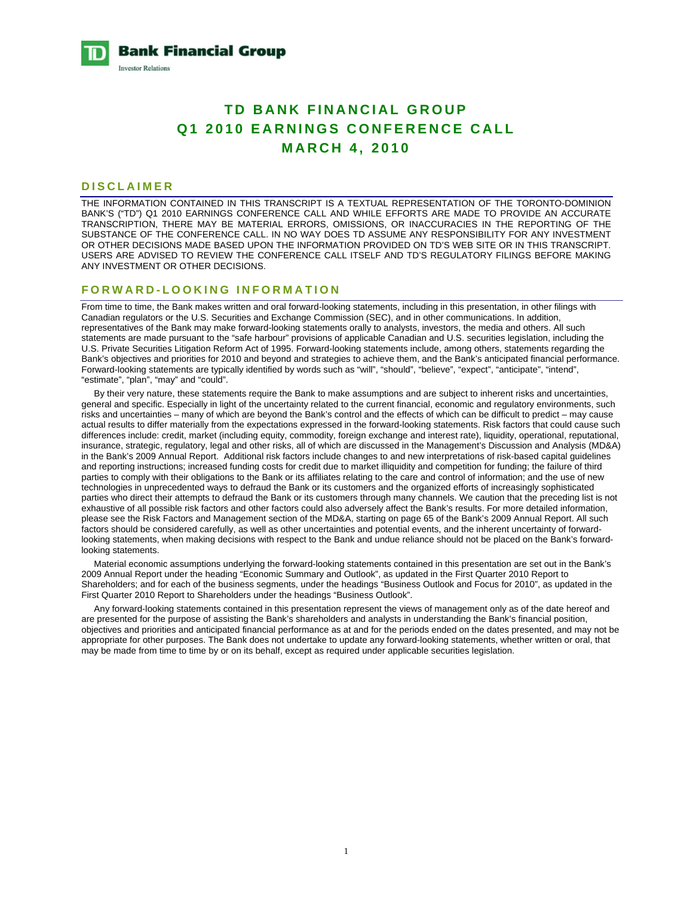**TD Bank Financial Group**

Investor Relations

# TD BANK FINANCIAL GROUP
# Q1 2010 EARNINGS CONFERENCE CALL
# MARCH 4, 2010

## DISCLAIMER

THE INFORMATION CONTAINED IN THIS TRANSCRIPT IS A TEXTUAL REPRESENTATION OF THE TORONTO-DOMINION BANK'S ("TD") Q1 2010 EARNINGS CONFERENCE CALL AND WHILE EFFORTS ARE MADE TO PROVIDE AN ACCURATE TRANSCRIPTION, THERE MAY BE MATERIAL ERRORS, OMISSIONS, OR INACCURACIES IN THE REPORTING OF THE SUBSTANCE OF THE CONFERENCE CALL. IN NO WAY DOES TD ASSUME ANY RESPONSIBILITY FOR ANY INVESTMENT OR OTHER DECISIONS MADE BASED UPON THE INFORMATION PROVIDED ON TD'S WEB SITE OR IN THIS TRANSCRIPT. USERS ARE ADVISED TO REVIEW THE CONFERENCE CALL ITSELF AND TD'S REGULATORY FILINGS BEFORE MAKING ANY INVESTMENT OR OTHER DECISIONS.

## FORWARD-LOOKING INFORMATION

From time to time, the Bank makes written and oral forward-looking statements, including in this presentation, in other filings with Canadian regulators or the U.S. Securities and Exchange Commission (SEC), and in other communications. In addition, representatives of the Bank may make forward-looking statements orally to analysts, investors, the media and others. All such statements are made pursuant to the "safe harbour" provisions of applicable Canadian and U.S. securities legislation, including the U.S. Private Securities Litigation Reform Act of 1995. Forward-looking statements include, among others, statements regarding the Bank's objectives and priorities for 2010 and beyond and strategies to achieve them, and the Bank's anticipated financial performance. Forward-looking statements are typically identified by words such as "will", "should", "believe", "expect", "anticipate", "intend", "estimate", "plan", "may" and "could".

By their very nature, these statements require the Bank to make assumptions and are subject to inherent risks and uncertainties, general and specific. Especially in light of the uncertainty related to the current financial, economic and regulatory environments, such risks and uncertainties – many of which are beyond the Bank's control and the effects of which can be difficult to predict – may cause actual results to differ materially from the expectations expressed in the forward-looking statements. Risk factors that could cause such differences include: credit, market (including equity, commodity, foreign exchange and interest rate), liquidity, operational, reputational, insurance, strategic, regulatory, legal and other risks, all of which are discussed in the Management's Discussion and Analysis (MD&A) in the Bank's 2009 Annual Report. Additional risk factors include changes to and new interpretations of risk-based capital guidelines and reporting instructions; increased funding costs for credit due to market illiquidity and competition for funding; the failure of third parties to comply with their obligations to the Bank or its affiliates relating to the care and control of information; and the use of new technologies in unprecedented ways to defraud the Bank or its customers and the organized efforts of increasingly sophisticated parties who direct their attempts to defraud the Bank or its customers through many channels. We caution that the preceding list is not exhaustive of all possible risk factors and other factors could also adversely affect the Bank's results. For more detailed information, please see the Risk Factors and Management section of the MD&A, starting on page 65 of the Bank's 2009 Annual Report. All such factors should be considered carefully, as well as other uncertainties and potential events, and the inherent uncertainty of forward-looking statements, when making decisions with respect to the Bank and undue reliance should not be placed on the Bank's forward-looking statements.

Material economic assumptions underlying the forward-looking statements contained in this presentation are set out in the Bank's 2009 Annual Report under the heading "Economic Summary and Outlook", as updated in the First Quarter 2010 Report to Shareholders; and for each of the business segments, under the headings "Business Outlook and Focus for 2010", as updated in the First Quarter 2010 Report to Shareholders under the headings "Business Outlook".

Any forward-looking statements contained in this presentation represent the views of management only as of the date hereof and are presented for the purpose of assisting the Bank's shareholders and analysts in understanding the Bank's financial position, objectives and priorities and anticipated financial performance as at and for the periods ended on the dates presented, and may not be appropriate for other purposes. The Bank does not undertake to update any forward-looking statements, whether written or oral, that may be made from time to time by or on its behalf, except as required under applicable securities legislation.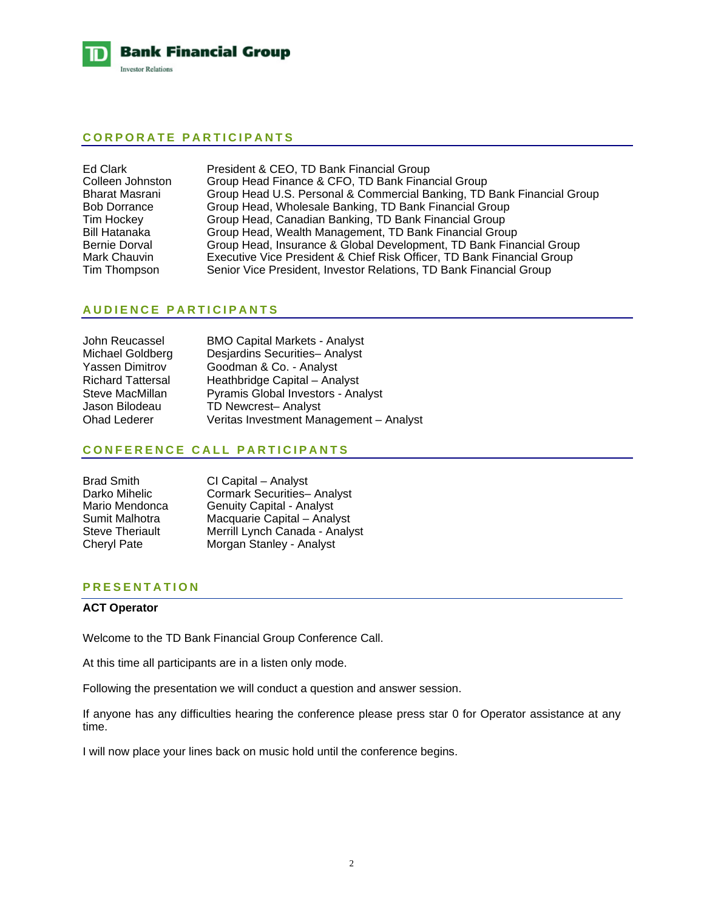## CORPORATE PARTICIPANTS

| | |
|---|---|
| Ed Clark | President & CEO, TD Bank Financial Group |
| Colleen Johnston | Group Head Finance & CFO, TD Bank Financial Group |
| Bharat Masrani | Group Head U.S. Personal & Commercial Banking, TD Bank Financial Group |
| Bob Dorrance | Group Head, Wholesale Banking, TD Bank Financial Group |
| Tim Hockey | Group Head, Canadian Banking, TD Bank Financial Group |
| Bill Hatanaka | Group Head, Wealth Management, TD Bank Financial Group |
| Bernie Dorval | Group Head, Insurance & Global Development, TD Bank Financial Group |
| Mark Chauvin | Executive Vice President & Chief Risk Officer, TD Bank Financial Group |
| Tim Thompson | Senior Vice President, Investor Relations, TD Bank Financial Group |

## AUDIENCE PARTICIPANTS

| | |
|---|---|
| John Reucassel | BMO Capital Markets - Analyst |
| Michael Goldberg | Desjardins Securities– Analyst |
| Yassen Dimitrov | Goodman & Co. - Analyst |
| Richard Tattersal | Heathbridge Capital – Analyst |
| Steve MacMillan | Pyramis Global Investors - Analyst |
| Jason Bilodeau | TD Newcrest– Analyst |
| Ohad Lederer | Veritas Investment Management – Analyst |

## CONFERENCE CALL PARTICIPANTS

| | |
|---|---|
| Brad Smith | CI Capital – Analyst |
| Darko Mihelic | Cormark Securities– Analyst |
| Mario Mendonca | Genuity Capital - Analyst |
| Sumit Malhotra | Macquarie Capital – Analyst |
| Steve Theriault | Merrill Lynch Canada - Analyst |
| Cheryl Pate | Morgan Stanley - Analyst |

## PRESENTATION

**ACT Operator**

Welcome to the TD Bank Financial Group Conference Call.

At this time all participants are in a listen only mode.

Following the presentation we will conduct a question and answer session.

If anyone has any difficulties hearing the conference please press star 0 for Operator assistance at any time.

I will now place your lines back on music hold until the conference begins.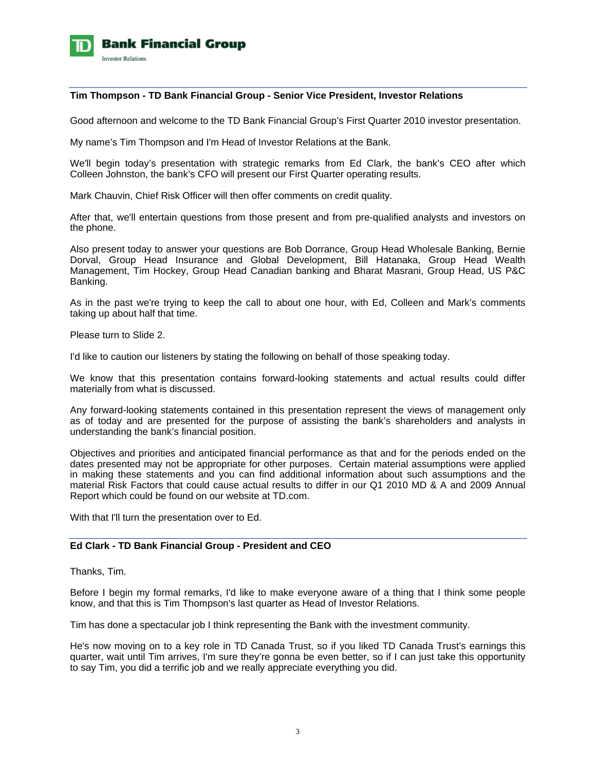**Tim Thompson - TD Bank Financial Group - Senior Vice President, Investor Relations**

Good afternoon and welcome to the TD Bank Financial Group's First Quarter 2010 investor presentation.

My name's Tim Thompson and I'm Head of Investor Relations at the Bank.

We'll begin today's presentation with strategic remarks from Ed Clark, the bank's CEO after which Colleen Johnston, the bank's CFO will present our First Quarter operating results.

Mark Chauvin, Chief Risk Officer will then offer comments on credit quality.

After that, we'll entertain questions from those present and from pre-qualified analysts and investors on the phone.

Also present today to answer your questions are Bob Dorrance, Group Head Wholesale Banking, Bernie Dorval, Group Head Insurance and Global Development, Bill Hatanaka, Group Head Wealth Management, Tim Hockey, Group Head Canadian banking and Bharat Masrani, Group Head, US P&C Banking.

As in the past we're trying to keep the call to about one hour, with Ed, Colleen and Mark's comments taking up about half that time.

Please turn to Slide 2.

I'd like to caution our listeners by stating the following on behalf of those speaking today.

We know that this presentation contains forward-looking statements and actual results could differ materially from what is discussed.

Any forward-looking statements contained in this presentation represent the views of management only as of today and are presented for the purpose of assisting the bank's shareholders and analysts in understanding the bank's financial position.

Objectives and priorities and anticipated financial performance as that and for the periods ended on the dates presented may not be appropriate for other purposes. Certain material assumptions were applied in making these statements and you can find additional information about such assumptions and the material Risk Factors that could cause actual results to differ in our Q1 2010 MD & A and 2009 Annual Report which could be found on our website at TD.com.

With that I'll turn the presentation over to Ed.

**Ed Clark - TD Bank Financial Group - President and CEO**

Thanks, Tim.

Before I begin my formal remarks, I'd like to make everyone aware of a thing that I think some people know, and that this is Tim Thompson's last quarter as Head of Investor Relations.

Tim has done a spectacular job I think representing the Bank with the investment community.

He's now moving on to a key role in TD Canada Trust, so if you liked TD Canada Trust's earnings this quarter, wait until Tim arrives, I'm sure they're gonna be even better, so if I can just take this opportunity to say Tim, you did a terrific job and we really appreciate everything you did.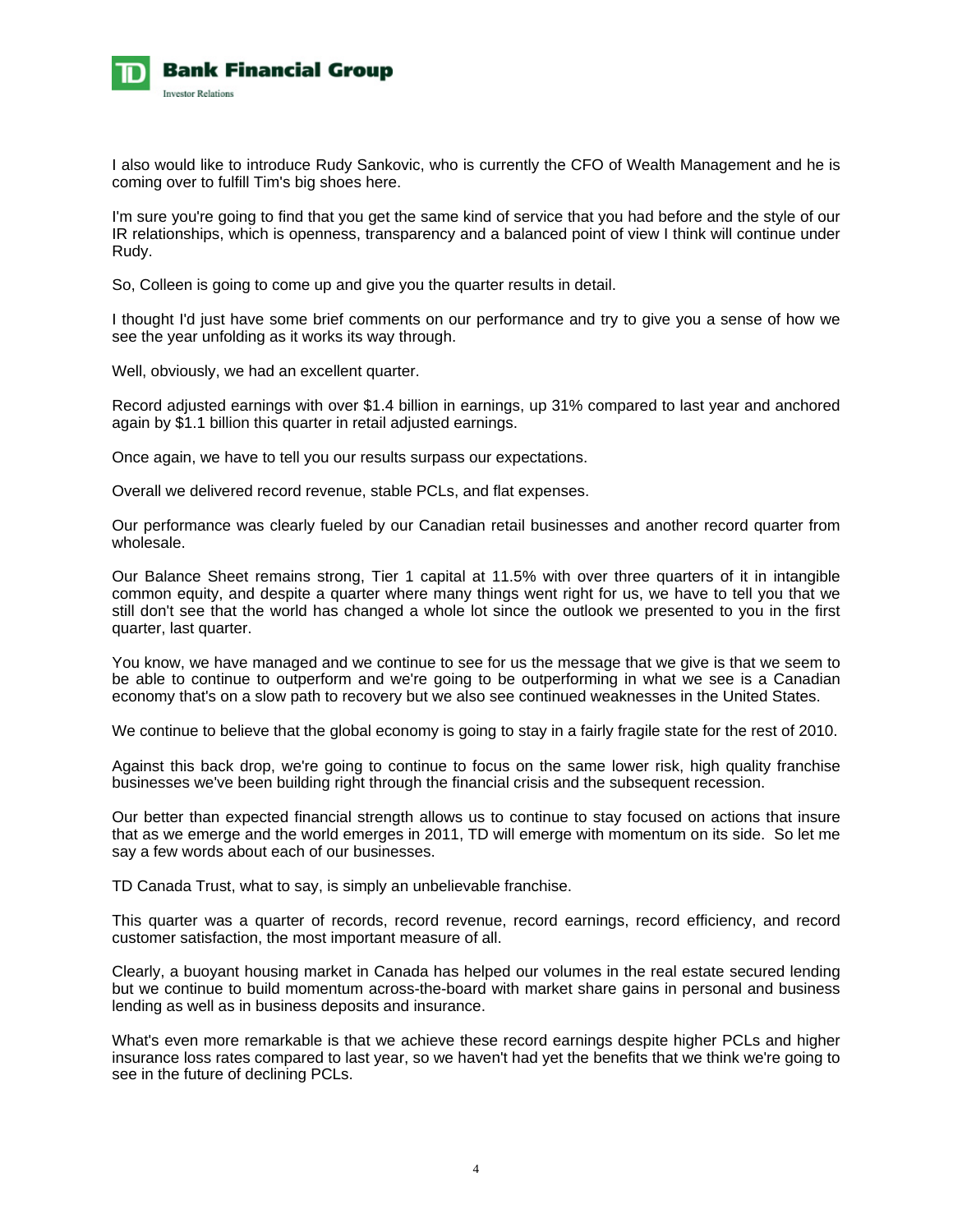I also would like to introduce Rudy Sankovic, who is currently the CFO of Wealth Management and he is coming over to fulfill Tim's big shoes here.

I'm sure you're going to find that you get the same kind of service that you had before and the style of our IR relationships, which is openness, transparency and a balanced point of view I think will continue under Rudy.

So, Colleen is going to come up and give you the quarter results in detail.

I thought I'd just have some brief comments on our performance and try to give you a sense of how we see the year unfolding as it works its way through.

Well, obviously, we had an excellent quarter.

Record adjusted earnings with over $1.4 billion in earnings, up 31% compared to last year and anchored again by $1.1 billion this quarter in retail adjusted earnings.

Once again, we have to tell you our results surpass our expectations.

Overall we delivered record revenue, stable PCLs, and flat expenses.

Our performance was clearly fueled by our Canadian retail businesses and another record quarter from wholesale.

Our Balance Sheet remains strong, Tier 1 capital at 11.5% with over three quarters of it in intangible common equity, and despite a quarter where many things went right for us, we have to tell you that we still don't see that the world has changed a whole lot since the outlook we presented to you in the first quarter, last quarter.

You know, we have managed and we continue to see for us the message that we give is that we seem to be able to continue to outperform and we're going to be outperforming in what we see is a Canadian economy that's on a slow path to recovery but we also see continued weaknesses in the United States.

We continue to believe that the global economy is going to stay in a fairly fragile state for the rest of 2010.

Against this back drop, we're going to continue to focus on the same lower risk, high quality franchise businesses we've been building right through the financial crisis and the subsequent recession.

Our better than expected financial strength allows us to continue to stay focused on actions that insure that as we emerge and the world emerges in 2011, TD will emerge with momentum on its side. So let me say a few words about each of our businesses.

TD Canada Trust, what to say, is simply an unbelievable franchise.

This quarter was a quarter of records, record revenue, record earnings, record efficiency, and record customer satisfaction, the most important measure of all.

Clearly, a buoyant housing market in Canada has helped our volumes in the real estate secured lending but we continue to build momentum across-the-board with market share gains in personal and business lending as well as in business deposits and insurance.

What's even more remarkable is that we achieve these record earnings despite higher PCLs and higher insurance loss rates compared to last year, so we haven't had yet the benefits that we think we're going to see in the future of declining PCLs.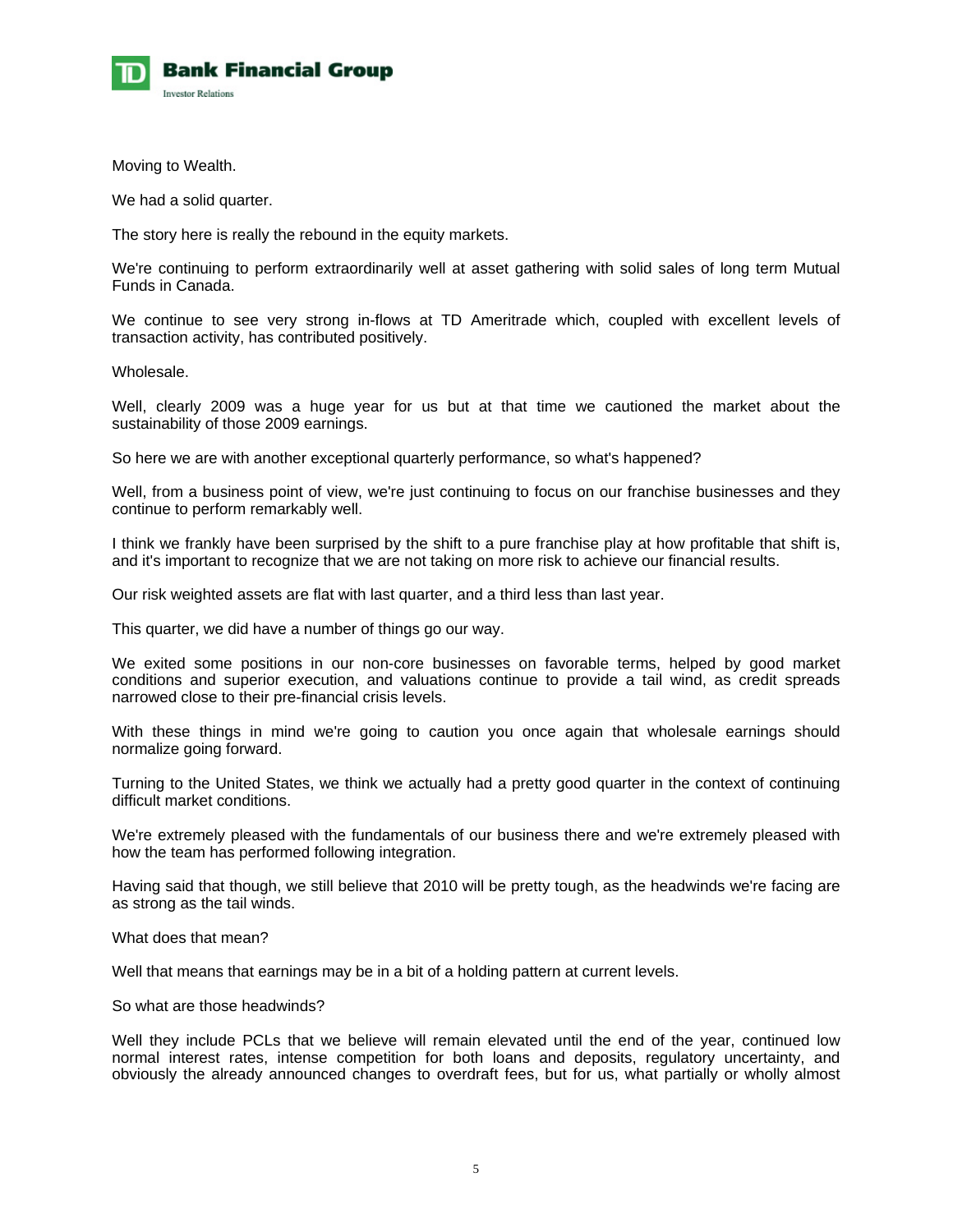Moving to Wealth.

We had a solid quarter.

The story here is really the rebound in the equity markets.

We're continuing to perform extraordinarily well at asset gathering with solid sales of long term Mutual Funds in Canada.

We continue to see very strong in-flows at TD Ameritrade which, coupled with excellent levels of transaction activity, has contributed positively.

Wholesale.

Well, clearly 2009 was a huge year for us but at that time we cautioned the market about the sustainability of those 2009 earnings.

So here we are with another exceptional quarterly performance, so what's happened?

Well, from a business point of view, we're just continuing to focus on our franchise businesses and they continue to perform remarkably well.

I think we frankly have been surprised by the shift to a pure franchise play at how profitable that shift is, and it's important to recognize that we are not taking on more risk to achieve our financial results.

Our risk weighted assets are flat with last quarter, and a third less than last year.

This quarter, we did have a number of things go our way.

We exited some positions in our non-core businesses on favorable terms, helped by good market conditions and superior execution, and valuations continue to provide a tail wind, as credit spreads narrowed close to their pre-financial crisis levels.

With these things in mind we're going to caution you once again that wholesale earnings should normalize going forward.

Turning to the United States, we think we actually had a pretty good quarter in the context of continuing difficult market conditions.

We're extremely pleased with the fundamentals of our business there and we're extremely pleased with how the team has performed following integration.

Having said that though, we still believe that 2010 will be pretty tough, as the headwinds we're facing are as strong as the tail winds.

What does that mean?

Well that means that earnings may be in a bit of a holding pattern at current levels.

So what are those headwinds?

Well they include PCLs that we believe will remain elevated until the end of the year, continued low normal interest rates, intense competition for both loans and deposits, regulatory uncertainty, and obviously the already announced changes to overdraft fees, but for us, what partially or wholly almost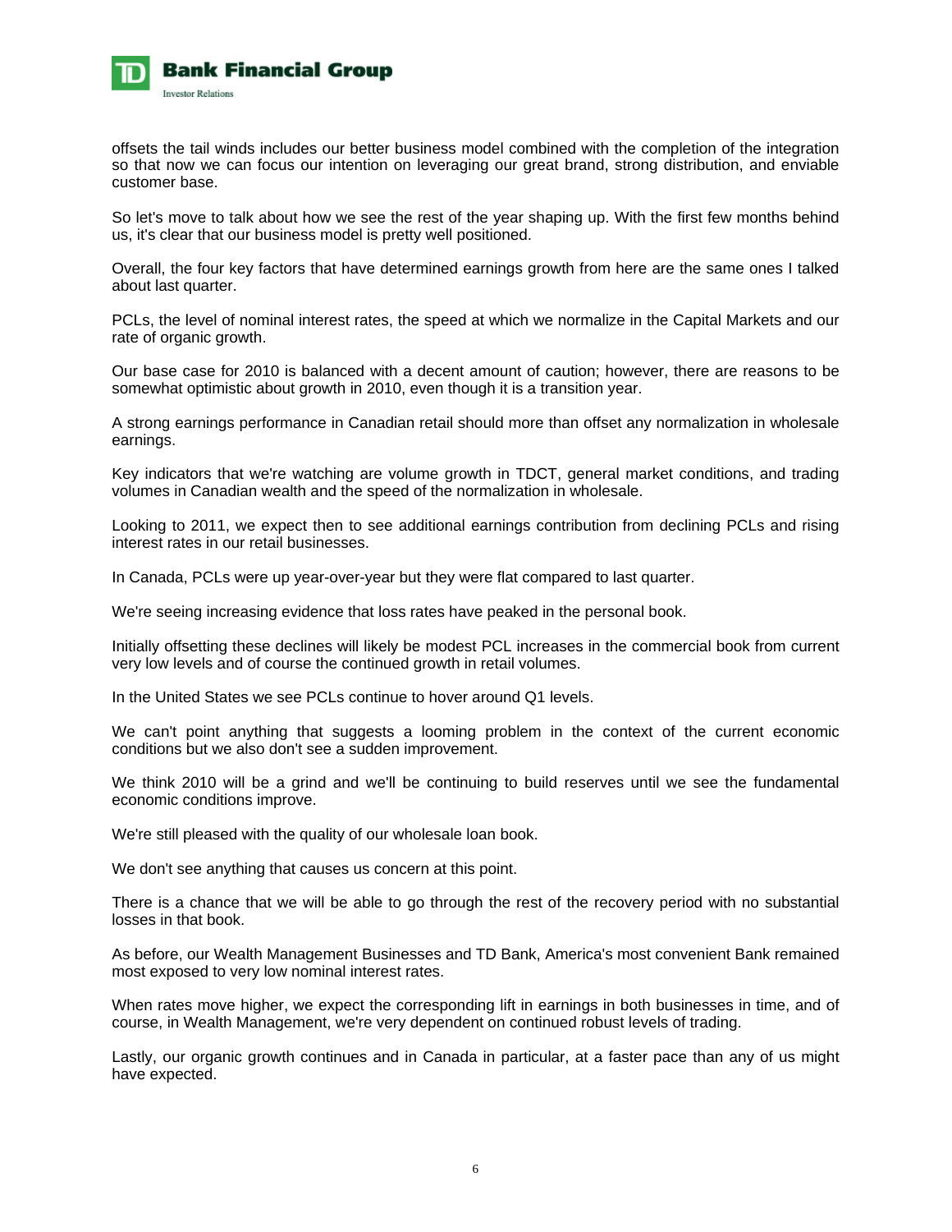offsets the tail winds includes our better business model combined with the completion of the integration so that now we can focus our intention on leveraging our great brand, strong distribution, and enviable customer base.

So let's move to talk about how we see the rest of the year shaping up. With the first few months behind us, it's clear that our business model is pretty well positioned.

Overall, the four key factors that have determined earnings growth from here are the same ones I talked about last quarter.

PCLs, the level of nominal interest rates, the speed at which we normalize in the Capital Markets and our rate of organic growth.

Our base case for 2010 is balanced with a decent amount of caution; however, there are reasons to be somewhat optimistic about growth in 2010, even though it is a transition year.

A strong earnings performance in Canadian retail should more than offset any normalization in wholesale earnings.

Key indicators that we're watching are volume growth in TDCT, general market conditions, and trading volumes in Canadian wealth and the speed of the normalization in wholesale.

Looking to 2011, we expect then to see additional earnings contribution from declining PCLs and rising interest rates in our retail businesses.

In Canada, PCLs were up year-over-year but they were flat compared to last quarter.

We're seeing increasing evidence that loss rates have peaked in the personal book.

Initially offsetting these declines will likely be modest PCL increases in the commercial book from current very low levels and of course the continued growth in retail volumes.

In the United States we see PCLs continue to hover around Q1 levels.

We can't point anything that suggests a looming problem in the context of the current economic conditions but we also don't see a sudden improvement.

We think 2010 will be a grind and we'll be continuing to build reserves until we see the fundamental economic conditions improve.

We're still pleased with the quality of our wholesale loan book.

We don't see anything that causes us concern at this point.

There is a chance that we will be able to go through the rest of the recovery period with no substantial losses in that book.

As before, our Wealth Management Businesses and TD Bank, America's most convenient Bank remained most exposed to very low nominal interest rates.

When rates move higher, we expect the corresponding lift in earnings in both businesses in time, and of course, in Wealth Management, we're very dependent on continued robust levels of trading.

Lastly, our organic growth continues and in Canada in particular, at a faster pace than any of us might have expected.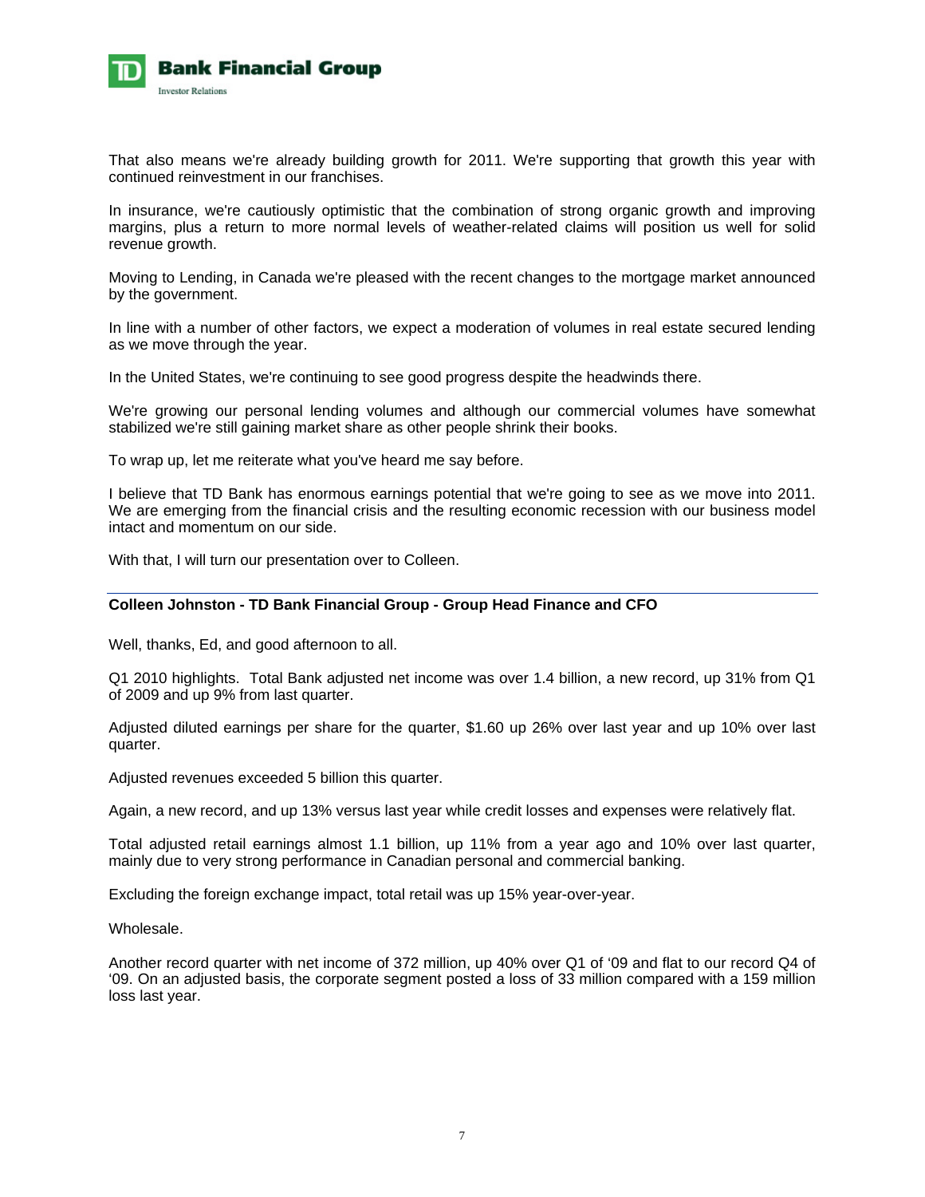That also means we're already building growth for 2011. We're supporting that growth this year with continued reinvestment in our franchises.

In insurance, we're cautiously optimistic that the combination of strong organic growth and improving margins, plus a return to more normal levels of weather-related claims will position us well for solid revenue growth.

Moving to Lending, in Canada we're pleased with the recent changes to the mortgage market announced by the government.

In line with a number of other factors, we expect a moderation of volumes in real estate secured lending as we move through the year.

In the United States, we're continuing to see good progress despite the headwinds there.

We're growing our personal lending volumes and although our commercial volumes have somewhat stabilized we're still gaining market share as other people shrink their books.

To wrap up, let me reiterate what you've heard me say before.

I believe that TD Bank has enormous earnings potential that we're going to see as we move into 2011. We are emerging from the financial crisis and the resulting economic recession with our business model intact and momentum on our side.

With that, I will turn our presentation over to Colleen.

---

**Colleen Johnston - TD Bank Financial Group - Group Head Finance and CFO**

Well, thanks, Ed, and good afternoon to all.

Q1 2010 highlights. Total Bank adjusted net income was over 1.4 billion, a new record, up 31% from Q1 of 2009 and up 9% from last quarter.

Adjusted diluted earnings per share for the quarter, $1.60 up 26% over last year and up 10% over last quarter.

Adjusted revenues exceeded 5 billion this quarter.

Again, a new record, and up 13% versus last year while credit losses and expenses were relatively flat.

Total adjusted retail earnings almost 1.1 billion, up 11% from a year ago and 10% over last quarter, mainly due to very strong performance in Canadian personal and commercial banking.

Excluding the foreign exchange impact, total retail was up 15% year-over-year.

Wholesale.

Another record quarter with net income of 372 million, up 40% over Q1 of '09 and flat to our record Q4 of '09. On an adjusted basis, the corporate segment posted a loss of 33 million compared with a 159 million loss last year.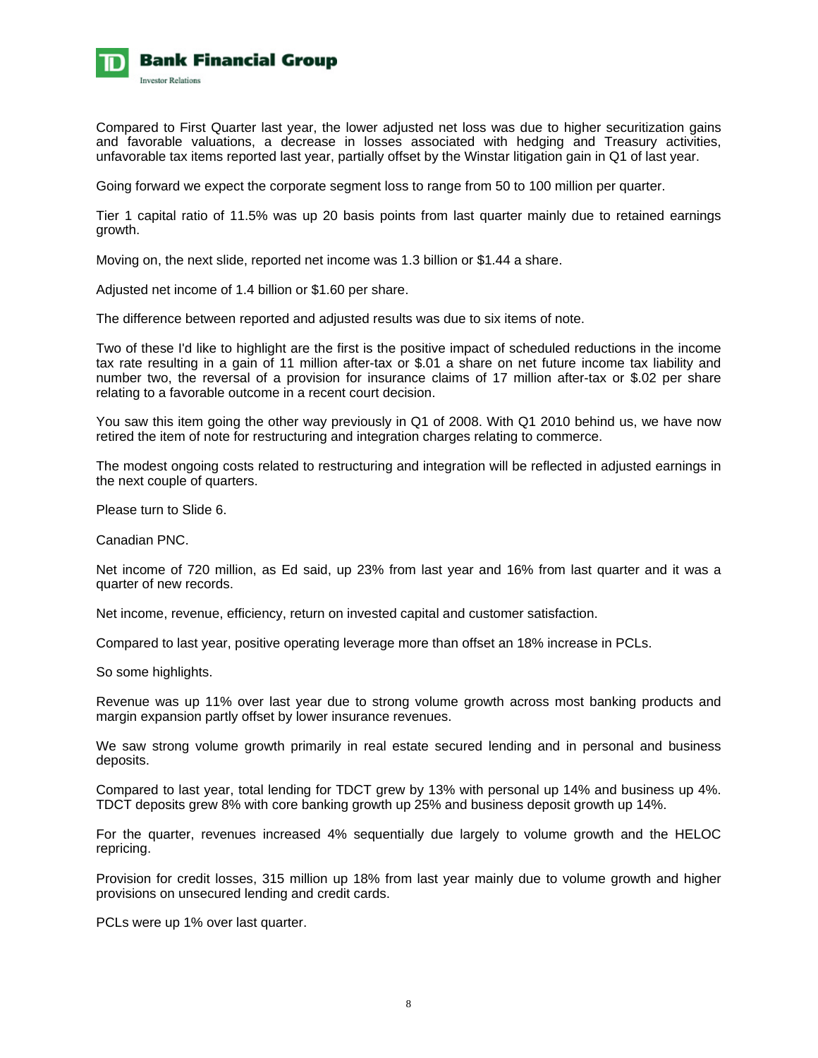Compared to First Quarter last year, the lower adjusted net loss was due to higher securitization gains and favorable valuations, a decrease in losses associated with hedging and Treasury activities, unfavorable tax items reported last year, partially offset by the Winstar litigation gain in Q1 of last year.

Going forward we expect the corporate segment loss to range from 50 to 100 million per quarter.

Tier 1 capital ratio of 11.5% was up 20 basis points from last quarter mainly due to retained earnings growth.

Moving on, the next slide, reported net income was 1.3 billion or $1.44 a share.

Adjusted net income of 1.4 billion or $1.60 per share.

The difference between reported and adjusted results was due to six items of note.

Two of these I'd like to highlight are the first is the positive impact of scheduled reductions in the income tax rate resulting in a gain of 11 million after-tax or $.01 a share on net future income tax liability and number two, the reversal of a provision for insurance claims of 17 million after-tax or $.02 per share relating to a favorable outcome in a recent court decision.

You saw this item going the other way previously in Q1 of 2008. With Q1 2010 behind us, we have now retired the item of note for restructuring and integration charges relating to commerce.

The modest ongoing costs related to restructuring and integration will be reflected in adjusted earnings in the next couple of quarters.

Please turn to Slide 6.

Canadian PNC.

Net income of 720 million, as Ed said, up 23% from last year and 16% from last quarter and it was a quarter of new records.

Net income, revenue, efficiency, return on invested capital and customer satisfaction.

Compared to last year, positive operating leverage more than offset an 18% increase in PCLs.

So some highlights.

Revenue was up 11% over last year due to strong volume growth across most banking products and margin expansion partly offset by lower insurance revenues.

We saw strong volume growth primarily in real estate secured lending and in personal and business deposits.

Compared to last year, total lending for TDCT grew by 13% with personal up 14% and business up 4%. TDCT deposits grew 8% with core banking growth up 25% and business deposit growth up 14%.

For the quarter, revenues increased 4% sequentially due largely to volume growth and the HELOC repricing.

Provision for credit losses, 315 million up 18% from last year mainly due to volume growth and higher provisions on unsecured lending and credit cards.

PCLs were up 1% over last quarter.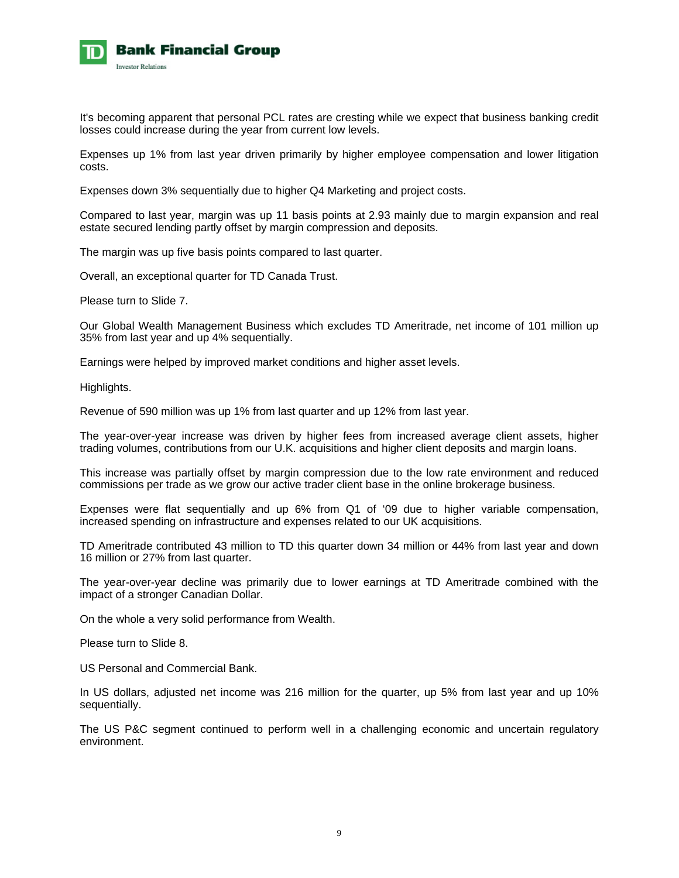It's becoming apparent that personal PCL rates are cresting while we expect that business banking credit losses could increase during the year from current low levels.

Expenses up 1% from last year driven primarily by higher employee compensation and lower litigation costs.

Expenses down 3% sequentially due to higher Q4 Marketing and project costs.

Compared to last year, margin was up 11 basis points at 2.93 mainly due to margin expansion and real estate secured lending partly offset by margin compression and deposits.

The margin was up five basis points compared to last quarter.

Overall, an exceptional quarter for TD Canada Trust.

Please turn to Slide 7.

Our Global Wealth Management Business which excludes TD Ameritrade, net income of 101 million up 35% from last year and up 4% sequentially.

Earnings were helped by improved market conditions and higher asset levels.

Highlights.

Revenue of 590 million was up 1% from last quarter and up 12% from last year.

The year-over-year increase was driven by higher fees from increased average client assets, higher trading volumes, contributions from our U.K. acquisitions and higher client deposits and margin loans.

This increase was partially offset by margin compression due to the low rate environment and reduced commissions per trade as we grow our active trader client base in the online brokerage business.

Expenses were flat sequentially and up 6% from Q1 of '09 due to higher variable compensation, increased spending on infrastructure and expenses related to our UK acquisitions.

TD Ameritrade contributed 43 million to TD this quarter down 34 million or 44% from last year and down 16 million or 27% from last quarter.

The year-over-year decline was primarily due to lower earnings at TD Ameritrade combined with the impact of a stronger Canadian Dollar.

On the whole a very solid performance from Wealth.

Please turn to Slide 8.

US Personal and Commercial Bank.

In US dollars, adjusted net income was 216 million for the quarter, up 5% from last year and up 10% sequentially.

The US P&C segment continued to perform well in a challenging economic and uncertain regulatory environment.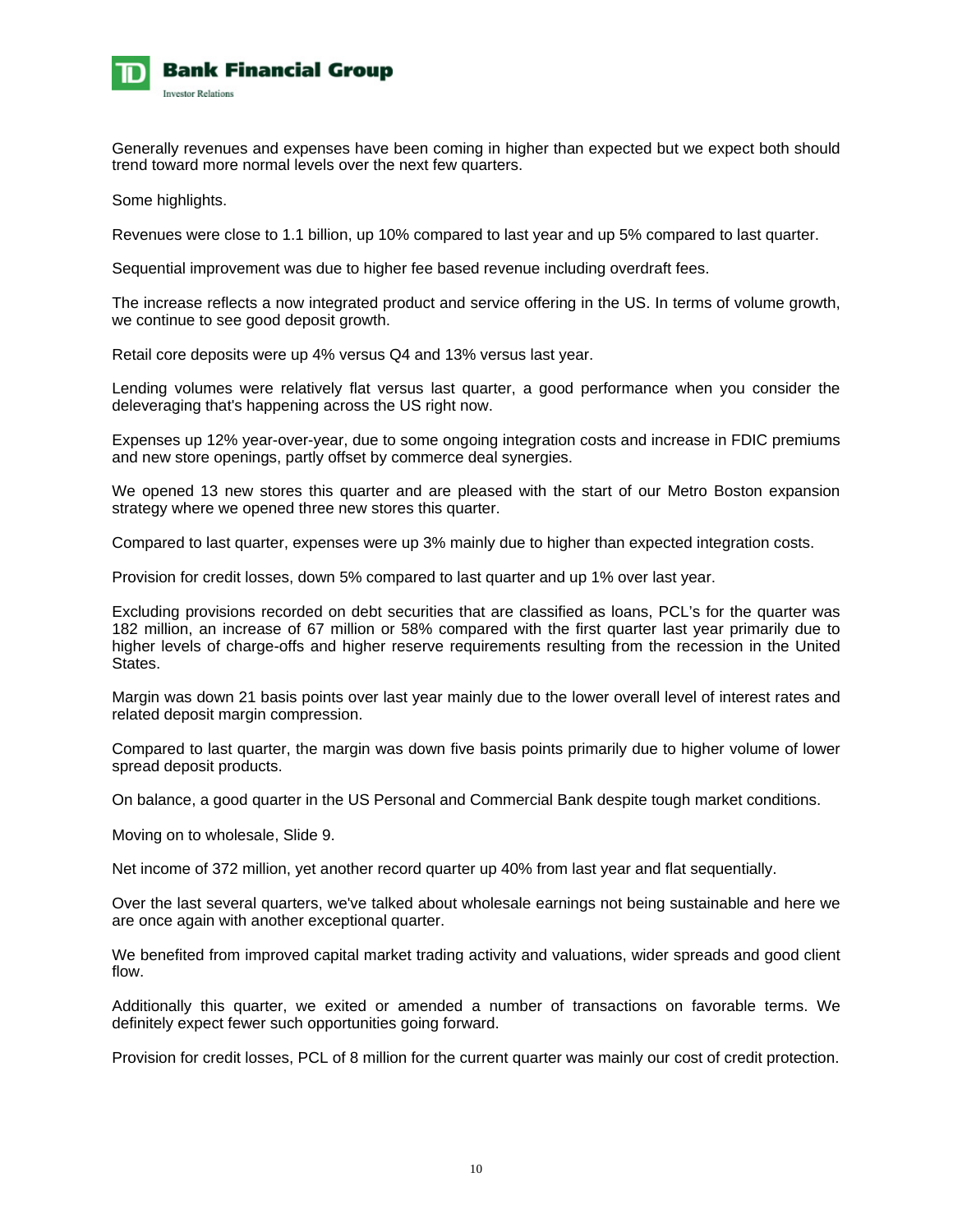Generally revenues and expenses have been coming in higher than expected but we expect both should trend toward more normal levels over the next few quarters.

Some highlights.

Revenues were close to 1.1 billion, up 10% compared to last year and up 5% compared to last quarter.

Sequential improvement was due to higher fee based revenue including overdraft fees.

The increase reflects a now integrated product and service offering in the US. In terms of volume growth, we continue to see good deposit growth.

Retail core deposits were up 4% versus Q4 and 13% versus last year.

Lending volumes were relatively flat versus last quarter, a good performance when you consider the deleveraging that's happening across the US right now.

Expenses up 12% year-over-year, due to some ongoing integration costs and increase in FDIC premiums and new store openings, partly offset by commerce deal synergies.

We opened 13 new stores this quarter and are pleased with the start of our Metro Boston expansion strategy where we opened three new stores this quarter.

Compared to last quarter, expenses were up 3% mainly due to higher than expected integration costs.

Provision for credit losses, down 5% compared to last quarter and up 1% over last year.

Excluding provisions recorded on debt securities that are classified as loans, PCL's for the quarter was 182 million, an increase of 67 million or 58% compared with the first quarter last year primarily due to higher levels of charge-offs and higher reserve requirements resulting from the recession in the United States.

Margin was down 21 basis points over last year mainly due to the lower overall level of interest rates and related deposit margin compression.

Compared to last quarter, the margin was down five basis points primarily due to higher volume of lower spread deposit products.

On balance, a good quarter in the US Personal and Commercial Bank despite tough market conditions.

Moving on to wholesale, Slide 9.

Net income of 372 million, yet another record quarter up 40% from last year and flat sequentially.

Over the last several quarters, we've talked about wholesale earnings not being sustainable and here we are once again with another exceptional quarter.

We benefited from improved capital market trading activity and valuations, wider spreads and good client flow.

Additionally this quarter, we exited or amended a number of transactions on favorable terms. We definitely expect fewer such opportunities going forward.

Provision for credit losses, PCL of 8 million for the current quarter was mainly our cost of credit protection.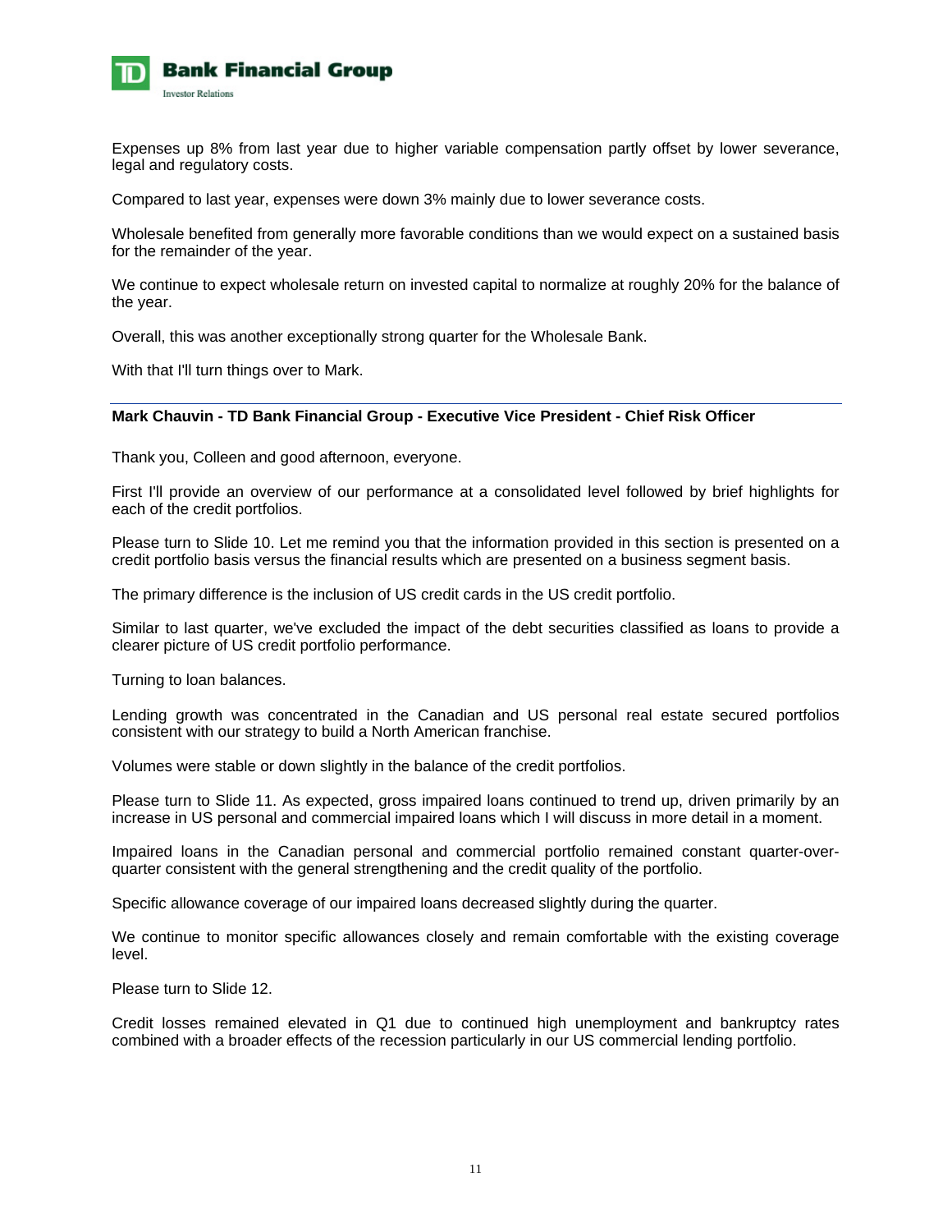Expenses up 8% from last year due to higher variable compensation partly offset by lower severance, legal and regulatory costs.

Compared to last year, expenses were down 3% mainly due to lower severance costs.

Wholesale benefited from generally more favorable conditions than we would expect on a sustained basis for the remainder of the year.

We continue to expect wholesale return on invested capital to normalize at roughly 20% for the balance of the year.

Overall, this was another exceptionally strong quarter for the Wholesale Bank.

With that I'll turn things over to Mark.

---

**Mark Chauvin - TD Bank Financial Group - Executive Vice President - Chief Risk Officer**

Thank you, Colleen and good afternoon, everyone.

First I'll provide an overview of our performance at a consolidated level followed by brief highlights for each of the credit portfolios.

Please turn to Slide 10. Let me remind you that the information provided in this section is presented on a credit portfolio basis versus the financial results which are presented on a business segment basis.

The primary difference is the inclusion of US credit cards in the US credit portfolio.

Similar to last quarter, we've excluded the impact of the debt securities classified as loans to provide a clearer picture of US credit portfolio performance.

Turning to loan balances.

Lending growth was concentrated in the Canadian and US personal real estate secured portfolios consistent with our strategy to build a North American franchise.

Volumes were stable or down slightly in the balance of the credit portfolios.

Please turn to Slide 11. As expected, gross impaired loans continued to trend up, driven primarily by an increase in US personal and commercial impaired loans which I will discuss in more detail in a moment.

Impaired loans in the Canadian personal and commercial portfolio remained constant quarter-over-quarter consistent with the general strengthening and the credit quality of the portfolio.

Specific allowance coverage of our impaired loans decreased slightly during the quarter.

We continue to monitor specific allowances closely and remain comfortable with the existing coverage level.

Please turn to Slide 12.

Credit losses remained elevated in Q1 due to continued high unemployment and bankruptcy rates combined with a broader effects of the recession particularly in our US commercial lending portfolio.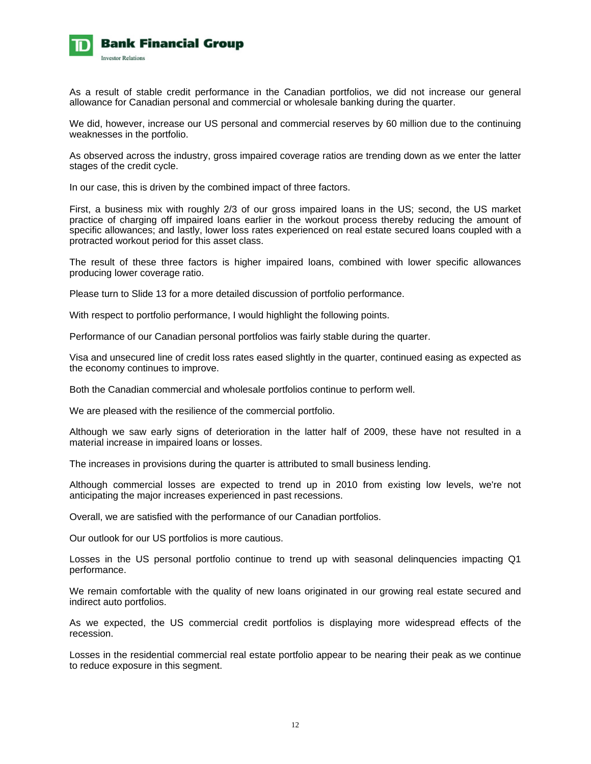As a result of stable credit performance in the Canadian portfolios, we did not increase our general allowance for Canadian personal and commercial or wholesale banking during the quarter.

We did, however, increase our US personal and commercial reserves by 60 million due to the continuing weaknesses in the portfolio.

As observed across the industry, gross impaired coverage ratios are trending down as we enter the latter stages of the credit cycle.

In our case, this is driven by the combined impact of three factors.

First, a business mix with roughly 2/3 of our gross impaired loans in the US; second, the US market practice of charging off impaired loans earlier in the workout process thereby reducing the amount of specific allowances; and lastly, lower loss rates experienced on real estate secured loans coupled with a protracted workout period for this asset class.

The result of these three factors is higher impaired loans, combined with lower specific allowances producing lower coverage ratio.

Please turn to Slide 13 for a more detailed discussion of portfolio performance.

With respect to portfolio performance, I would highlight the following points.

Performance of our Canadian personal portfolios was fairly stable during the quarter.

Visa and unsecured line of credit loss rates eased slightly in the quarter, continued easing as expected as the economy continues to improve.

Both the Canadian commercial and wholesale portfolios continue to perform well.

We are pleased with the resilience of the commercial portfolio.

Although we saw early signs of deterioration in the latter half of 2009, these have not resulted in a material increase in impaired loans or losses.

The increases in provisions during the quarter is attributed to small business lending.

Although commercial losses are expected to trend up in 2010 from existing low levels, we're not anticipating the major increases experienced in past recessions.

Overall, we are satisfied with the performance of our Canadian portfolios.

Our outlook for our US portfolios is more cautious.

Losses in the US personal portfolio continue to trend up with seasonal delinquencies impacting Q1 performance.

We remain comfortable with the quality of new loans originated in our growing real estate secured and indirect auto portfolios.

As we expected, the US commercial credit portfolios is displaying more widespread effects of the recession.

Losses in the residential commercial real estate portfolio appear to be nearing their peak as we continue to reduce exposure in this segment.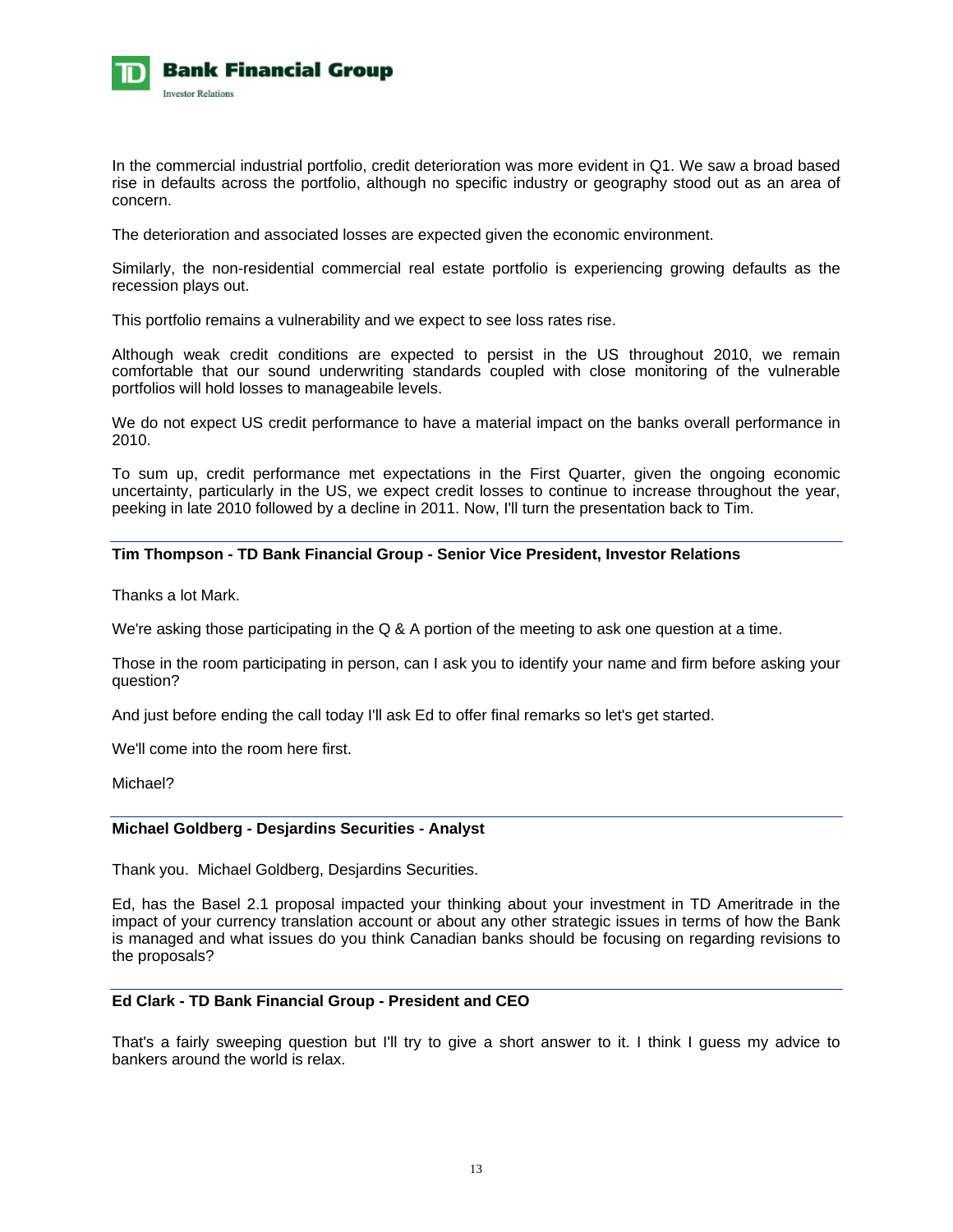In the commercial industrial portfolio, credit deterioration was more evident in Q1. We saw a broad based rise in defaults across the portfolio, although no specific industry or geography stood out as an area of concern.

The deterioration and associated losses are expected given the economic environment.

Similarly, the non-residential commercial real estate portfolio is experiencing growing defaults as the recession plays out.

This portfolio remains a vulnerability and we expect to see loss rates rise.

Although weak credit conditions are expected to persist in the US throughout 2010, we remain comfortable that our sound underwriting standards coupled with close monitoring of the vulnerable portfolios will hold losses to manageabile levels.

We do not expect US credit performance to have a material impact on the banks overall performance in 2010.

To sum up, credit performance met expectations in the First Quarter, given the ongoing economic uncertainty, particularly in the US, we expect credit losses to continue to increase throughout the year, peeking in late 2010 followed by a decline in 2011. Now, I'll turn the presentation back to Tim.

---

**Tim Thompson - TD Bank Financial Group - Senior Vice President, Investor Relations**

Thanks a lot Mark.

We're asking those participating in the Q & A portion of the meeting to ask one question at a time.

Those in the room participating in person, can I ask you to identify your name and firm before asking your question?

And just before ending the call today I'll ask Ed to offer final remarks so let's get started.

We'll come into the room here first.

Michael?

---

**Michael Goldberg - Desjardins Securities - Analyst**

Thank you. Michael Goldberg, Desjardins Securities.

Ed, has the Basel 2.1 proposal impacted your thinking about your investment in TD Ameritrade in the impact of your currency translation account or about any other strategic issues in terms of how the Bank is managed and what issues do you think Canadian banks should be focusing on regarding revisions to the proposals?

---

**Ed Clark - TD Bank Financial Group - President and CEO**

That's a fairly sweeping question but I'll try to give a short answer to it. I think I guess my advice to bankers around the world is relax.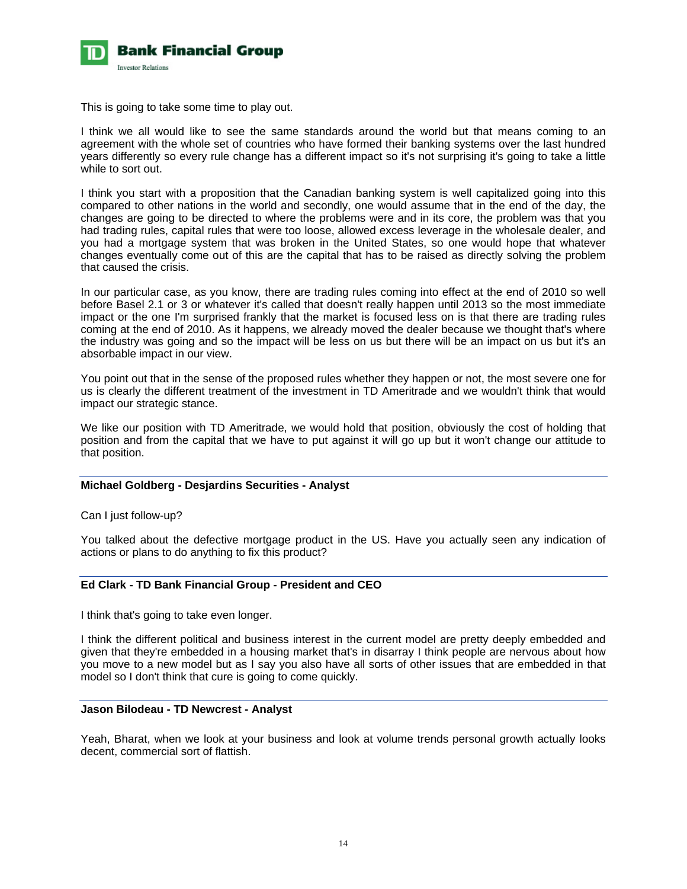This is going to take some time to play out.

I think we all would like to see the same standards around the world but that means coming to an agreement with the whole set of countries who have formed their banking systems over the last hundred years differently so every rule change has a different impact so it's not surprising it's going to take a little while to sort out.

I think you start with a proposition that the Canadian banking system is well capitalized going into this compared to other nations in the world and secondly, one would assume that in the end of the day, the changes are going to be directed to where the problems were and in its core, the problem was that you had trading rules, capital rules that were too loose, allowed excess leverage in the wholesale dealer, and you had a mortgage system that was broken in the United States, so one would hope that whatever changes eventually come out of this are the capital that has to be raised as directly solving the problem that caused the crisis.

In our particular case, as you know, there are trading rules coming into effect at the end of 2010 so well before Basel 2.1 or 3 or whatever it's called that doesn't really happen until 2013 so the most immediate impact or the one I'm surprised frankly that the market is focused less on is that there are trading rules coming at the end of 2010. As it happens, we already moved the dealer because we thought that's where the industry was going and so the impact will be less on us but there will be an impact on us but it's an absorbable impact in our view.

You point out that in the sense of the proposed rules whether they happen or not, the most severe one for us is clearly the different treatment of the investment in TD Ameritrade and we wouldn't think that would impact our strategic stance.

We like our position with TD Ameritrade, we would hold that position, obviously the cost of holding that position and from the capital that we have to put against it will go up but it won't change our attitude to that position.

**Michael Goldberg - Desjardins Securities - Analyst**

Can I just follow-up?

You talked about the defective mortgage product in the US. Have you actually seen any indication of actions or plans to do anything to fix this product?

**Ed Clark - TD Bank Financial Group - President and CEO**

I think that's going to take even longer.

I think the different political and business interest in the current model are pretty deeply embedded and given that they're embedded in a housing market that's in disarray I think people are nervous about how you move to a new model but as I say you also have all sorts of other issues that are embedded in that model so I don't think that cure is going to come quickly.

**Jason Bilodeau - TD Newcrest - Analyst**

Yeah, Bharat, when we look at your business and look at volume trends personal growth actually looks decent, commercial sort of flattish.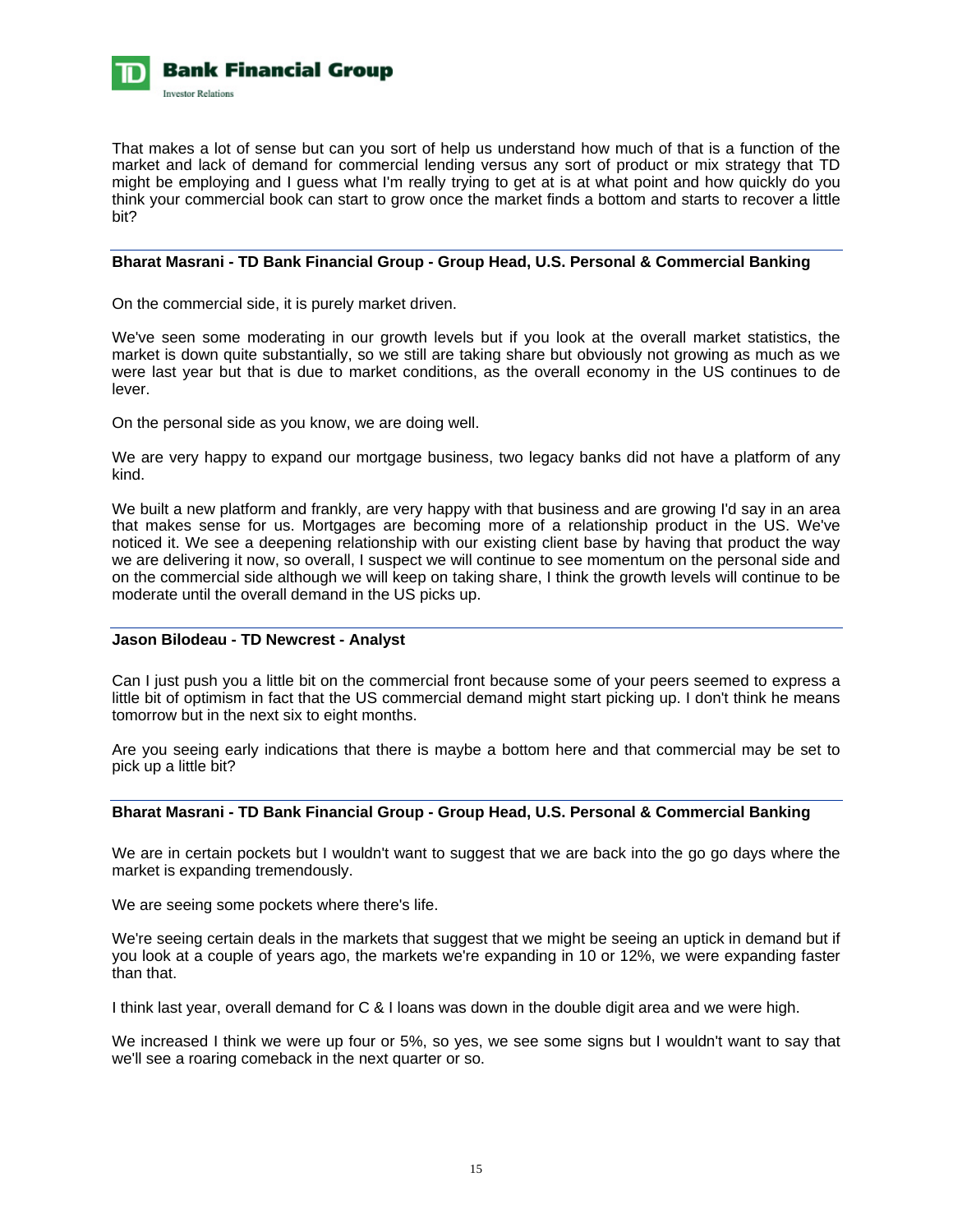That makes a lot of sense but can you sort of help us understand how much of that is a function of the market and lack of demand for commercial lending versus any sort of product or mix strategy that TD might be employing and I guess what I'm really trying to get at is at what point and how quickly do you think your commercial book can start to grow once the market finds a bottom and starts to recover a little bit?

**Bharat Masrani - TD Bank Financial Group - Group Head, U.S. Personal & Commercial Banking**

On the commercial side, it is purely market driven.

We've seen some moderating in our growth levels but if you look at the overall market statistics, the market is down quite substantially, so we still are taking share but obviously not growing as much as we were last year but that is due to market conditions, as the overall economy in the US continues to de lever.

On the personal side as you know, we are doing well.

We are very happy to expand our mortgage business, two legacy banks did not have a platform of any kind.

We built a new platform and frankly, are very happy with that business and are growing I'd say in an area that makes sense for us. Mortgages are becoming more of a relationship product in the US. We've noticed it. We see a deepening relationship with our existing client base by having that product the way we are delivering it now, so overall, I suspect we will continue to see momentum on the personal side and on the commercial side although we will keep on taking share, I think the growth levels will continue to be moderate until the overall demand in the US picks up.

**Jason Bilodeau - TD Newcrest - Analyst**

Can I just push you a little bit on the commercial front because some of your peers seemed to express a little bit of optimism in fact that the US commercial demand might start picking up. I don't think he means tomorrow but in the next six to eight months.

Are you seeing early indications that there is maybe a bottom here and that commercial may be set to pick up a little bit?

**Bharat Masrani - TD Bank Financial Group - Group Head, U.S. Personal & Commercial Banking**

We are in certain pockets but I wouldn't want to suggest that we are back into the go go days where the market is expanding tremendously.

We are seeing some pockets where there's life.

We're seeing certain deals in the markets that suggest that we might be seeing an uptick in demand but if you look at a couple of years ago, the markets we're expanding in 10 or 12%, we were expanding faster than that.

I think last year, overall demand for C & I loans was down in the double digit area and we were high.

We increased I think we were up four or 5%, so yes, we see some signs but I wouldn't want to say that we'll see a roaring comeback in the next quarter or so.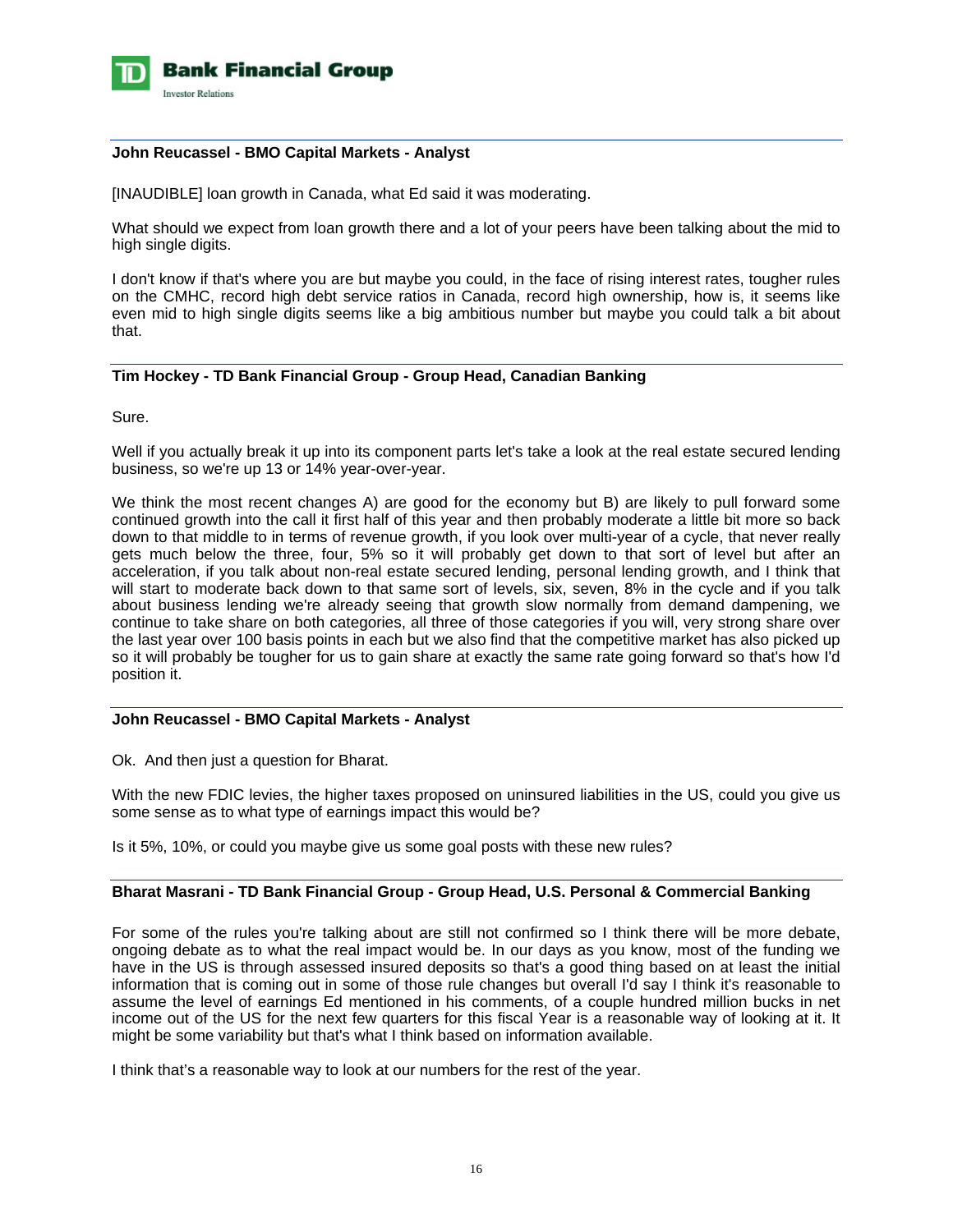**John Reucassel - BMO Capital Markets - Analyst**

[INAUDIBLE] loan growth in Canada, what Ed said it was moderating.

What should we expect from loan growth there and a lot of your peers have been talking about the mid to high single digits.

I don't know if that's where you are but maybe you could, in the face of rising interest rates, tougher rules on the CMHC, record high debt service ratios in Canada, record high ownership, how is, it seems like even mid to high single digits seems like a big ambitious number but maybe you could talk a bit about that.

---

**Tim Hockey - TD Bank Financial Group - Group Head, Canadian Banking**

Sure.

Well if you actually break it up into its component parts let's take a look at the real estate secured lending business, so we're up 13 or 14% year-over-year.

We think the most recent changes A) are good for the economy but B) are likely to pull forward some continued growth into the call it first half of this year and then probably moderate a little bit more so back down to that middle to in terms of revenue growth, if you look over multi-year of a cycle, that never really gets much below the three, four, 5% so it will probably get down to that sort of level but after an acceleration, if you talk about non-real estate secured lending, personal lending growth, and I think that will start to moderate back down to that same sort of levels, six, seven, 8% in the cycle and if you talk about business lending we're already seeing that growth slow normally from demand dampening, we continue to take share on both categories, all three of those categories if you will, very strong share over the last year over 100 basis points in each but we also find that the competitive market has also picked up so it will probably be tougher for us to gain share at exactly the same rate going forward so that's how I'd position it.

---

**John Reucassel - BMO Capital Markets - Analyst**

Ok. And then just a question for Bharat.

With the new FDIC levies, the higher taxes proposed on uninsured liabilities in the US, could you give us some sense as to what type of earnings impact this would be?

Is it 5%, 10%, or could you maybe give us some goal posts with these new rules?

---

**Bharat Masrani - TD Bank Financial Group - Group Head, U.S. Personal & Commercial Banking**

For some of the rules you're talking about are still not confirmed so I think there will be more debate, ongoing debate as to what the real impact would be. In our days as you know, most of the funding we have in the US is through assessed insured deposits so that's a good thing based on at least the initial information that is coming out in some of those rule changes but overall I'd say I think it's reasonable to assume the level of earnings Ed mentioned in his comments, of a couple hundred million bucks in net income out of the US for the next few quarters for this fiscal Year is a reasonable way of looking at it. It might be some variability but that's what I think based on information available.

I think that's a reasonable way to look at our numbers for the rest of the year.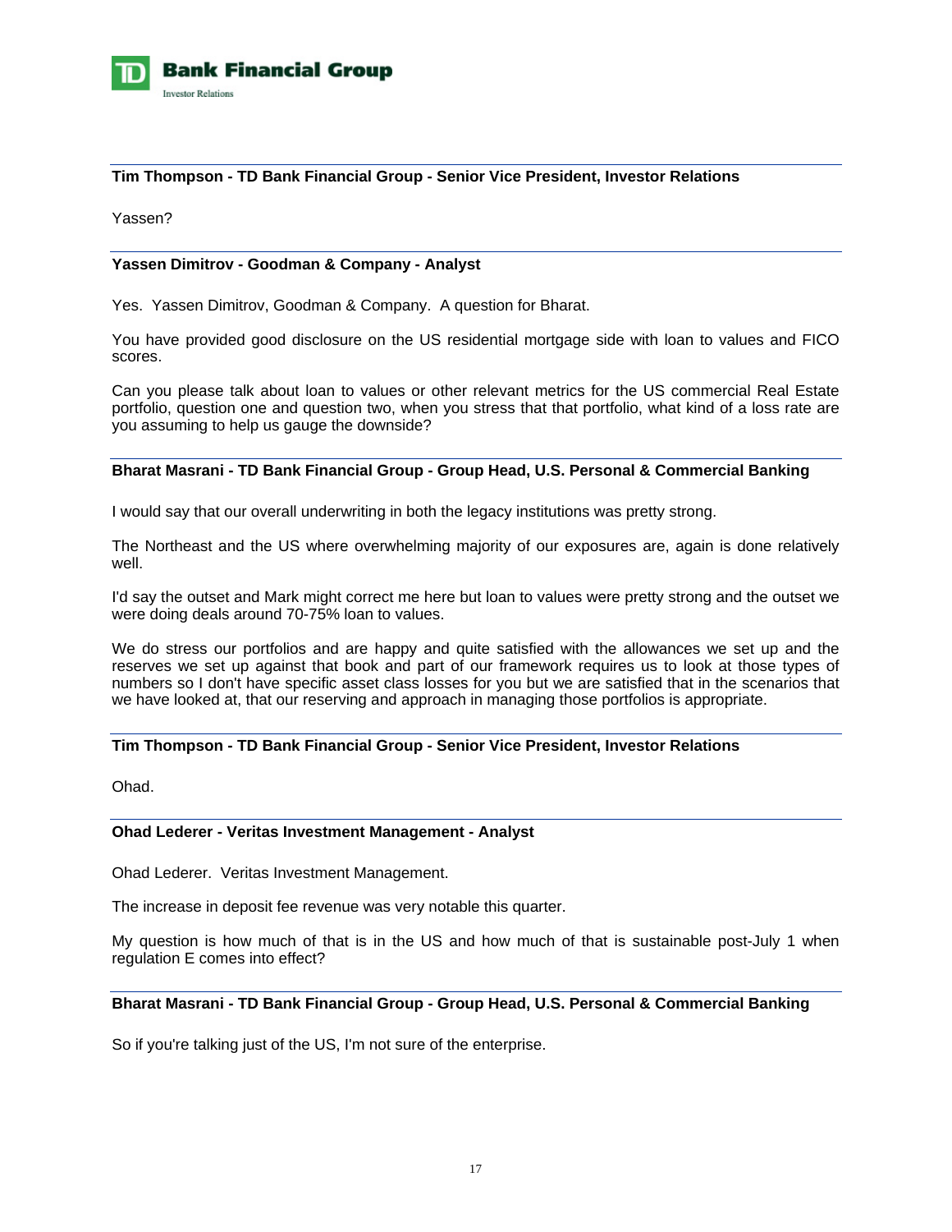**Tim Thompson - TD Bank Financial Group - Senior Vice President, Investor Relations**

Yassen?

**Yassen Dimitrov - Goodman & Company - Analyst**

Yes. Yassen Dimitrov, Goodman & Company. A question for Bharat.

You have provided good disclosure on the US residential mortgage side with loan to values and FICO scores.

Can you please talk about loan to values or other relevant metrics for the US commercial Real Estate portfolio, question one and question two, when you stress that that portfolio, what kind of a loss rate are you assuming to help us gauge the downside?

**Bharat Masrani - TD Bank Financial Group - Group Head, U.S. Personal & Commercial Banking**

I would say that our overall underwriting in both the legacy institutions was pretty strong.

The Northeast and the US where overwhelming majority of our exposures are, again is done relatively well.

I'd say the outset and Mark might correct me here but loan to values were pretty strong and the outset we were doing deals around 70-75% loan to values.

We do stress our portfolios and are happy and quite satisfied with the allowances we set up and the reserves we set up against that book and part of our framework requires us to look at those types of numbers so I don't have specific asset class losses for you but we are satisfied that in the scenarios that we have looked at, that our reserving and approach in managing those portfolios is appropriate.

**Tim Thompson - TD Bank Financial Group - Senior Vice President, Investor Relations**

Ohad.

**Ohad Lederer - Veritas Investment Management - Analyst**

Ohad Lederer. Veritas Investment Management.

The increase in deposit fee revenue was very notable this quarter.

My question is how much of that is in the US and how much of that is sustainable post-July 1 when regulation E comes into effect?

**Bharat Masrani - TD Bank Financial Group - Group Head, U.S. Personal & Commercial Banking**

So if you're talking just of the US, I'm not sure of the enterprise.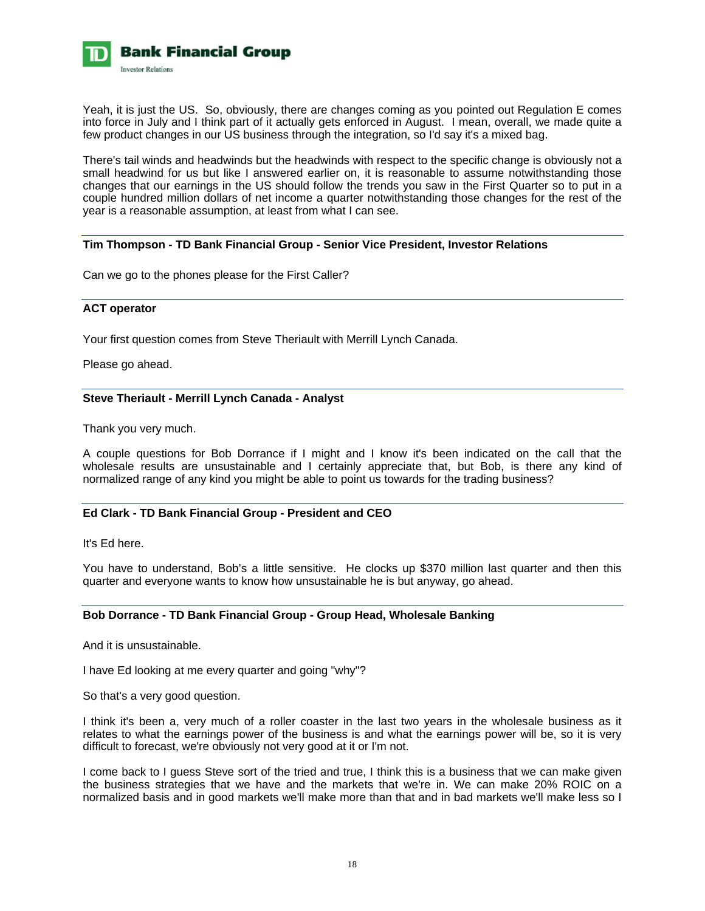Yeah, it is just the US. So, obviously, there are changes coming as you pointed out Regulation E comes into force in July and I think part of it actually gets enforced in August. I mean, overall, we made quite a few product changes in our US business through the integration, so I'd say it's a mixed bag.

There's tail winds and headwinds but the headwinds with respect to the specific change is obviously not a small headwind for us but like I answered earlier on, it is reasonable to assume notwithstanding those changes that our earnings in the US should follow the trends you saw in the First Quarter so to put in a couple hundred million dollars of net income a quarter notwithstanding those changes for the rest of the year is a reasonable assumption, at least from what I can see.

**Tim Thompson - TD Bank Financial Group - Senior Vice President, Investor Relations**

Can we go to the phones please for the First Caller?

**ACT operator**

Your first question comes from Steve Theriault with Merrill Lynch Canada.

Please go ahead.

**Steve Theriault - Merrill Lynch Canada - Analyst**

Thank you very much.

A couple questions for Bob Dorrance if I might and I know it's been indicated on the call that the wholesale results are unsustainable and I certainly appreciate that, but Bob, is there any kind of normalized range of any kind you might be able to point us towards for the trading business?

**Ed Clark - TD Bank Financial Group - President and CEO**

It's Ed here.

You have to understand, Bob's a little sensitive. He clocks up $370 million last quarter and then this quarter and everyone wants to know how unsustainable he is but anyway, go ahead.

**Bob Dorrance - TD Bank Financial Group - Group Head, Wholesale Banking**

And it is unsustainable.

I have Ed looking at me every quarter and going "why"?

So that's a very good question.

I think it's been a, very much of a roller coaster in the last two years in the wholesale business as it relates to what the earnings power of the business is and what the earnings power will be, so it is very difficult to forecast, we're obviously not very good at it or I'm not.

I come back to I guess Steve sort of the tried and true, I think this is a business that we can make given the business strategies that we have and the markets that we're in. We can make 20% ROIC on a normalized basis and in good markets we'll make more than that and in bad markets we'll make less so I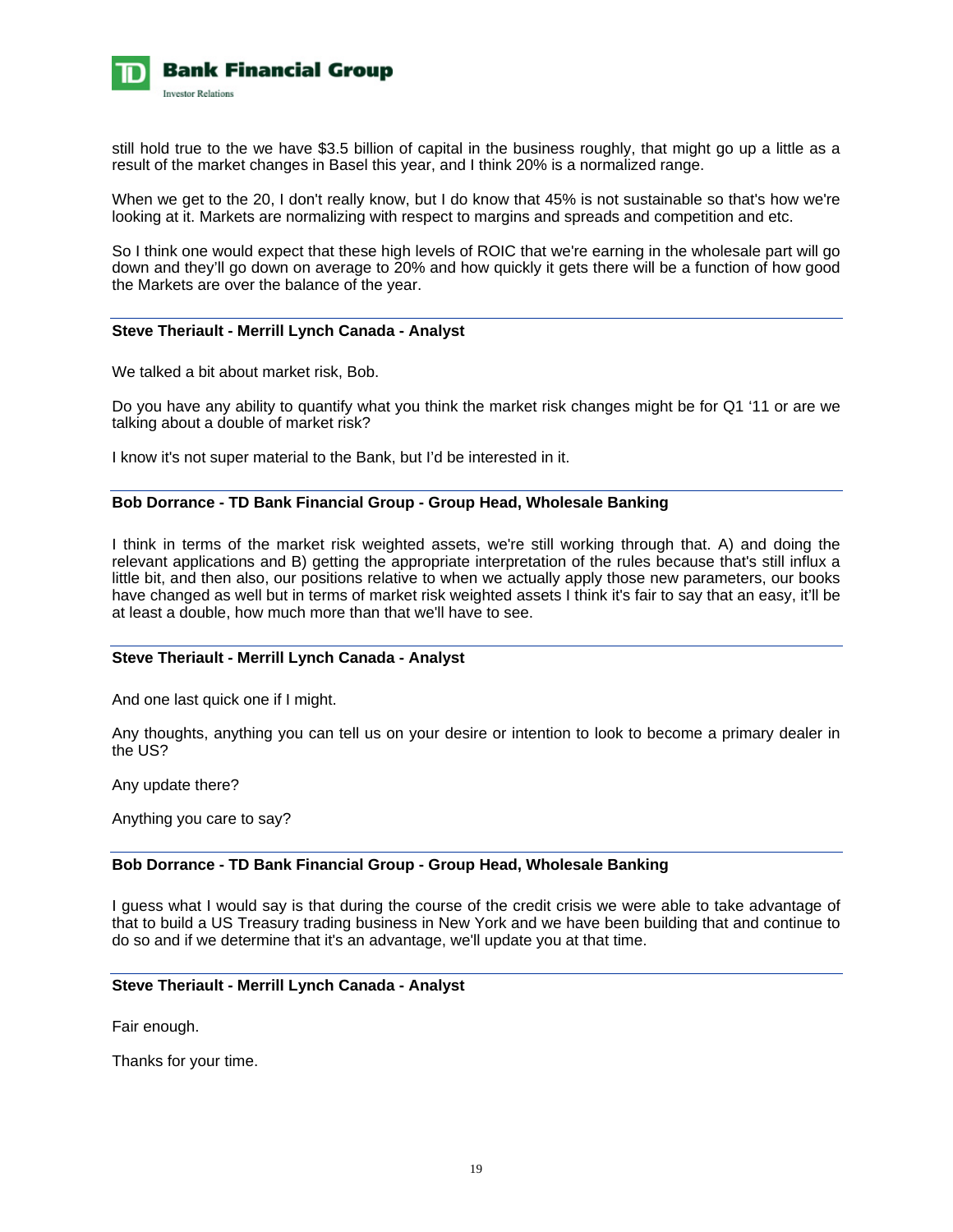still hold true to the we have $3.5 billion of capital in the business roughly, that might go up a little as a result of the market changes in Basel this year, and I think 20% is a normalized range.

When we get to the 20, I don't really know, but I do know that 45% is not sustainable so that's how we're looking at it. Markets are normalizing with respect to margins and spreads and competition and etc.

So I think one would expect that these high levels of ROIC that we're earning in the wholesale part will go down and they'll go down on average to 20% and how quickly it gets there will be a function of how good the Markets are over the balance of the year.

---

**Steve Theriault - Merrill Lynch Canada - Analyst**

We talked a bit about market risk, Bob.

Do you have any ability to quantify what you think the market risk changes might be for Q1 '11 or are we talking about a double of market risk?

I know it's not super material to the Bank, but I'd be interested in it.

---

**Bob Dorrance - TD Bank Financial Group - Group Head, Wholesale Banking**

I think in terms of the market risk weighted assets, we're still working through that. A) and doing the relevant applications and B) getting the appropriate interpretation of the rules because that's still influx a little bit, and then also, our positions relative to when we actually apply those new parameters, our books have changed as well but in terms of market risk weighted assets I think it's fair to say that an easy, it'll be at least a double, how much more than that we'll have to see.

---

**Steve Theriault - Merrill Lynch Canada - Analyst**

And one last quick one if I might.

Any thoughts, anything you can tell us on your desire or intention to look to become a primary dealer in the US?

Any update there?

Anything you care to say?

---

**Bob Dorrance - TD Bank Financial Group - Group Head, Wholesale Banking**

I guess what I would say is that during the course of the credit crisis we were able to take advantage of that to build a US Treasury trading business in New York and we have been building that and continue to do so and if we determine that it's an advantage, we'll update you at that time.

---

**Steve Theriault - Merrill Lynch Canada - Analyst**

Fair enough.

Thanks for your time.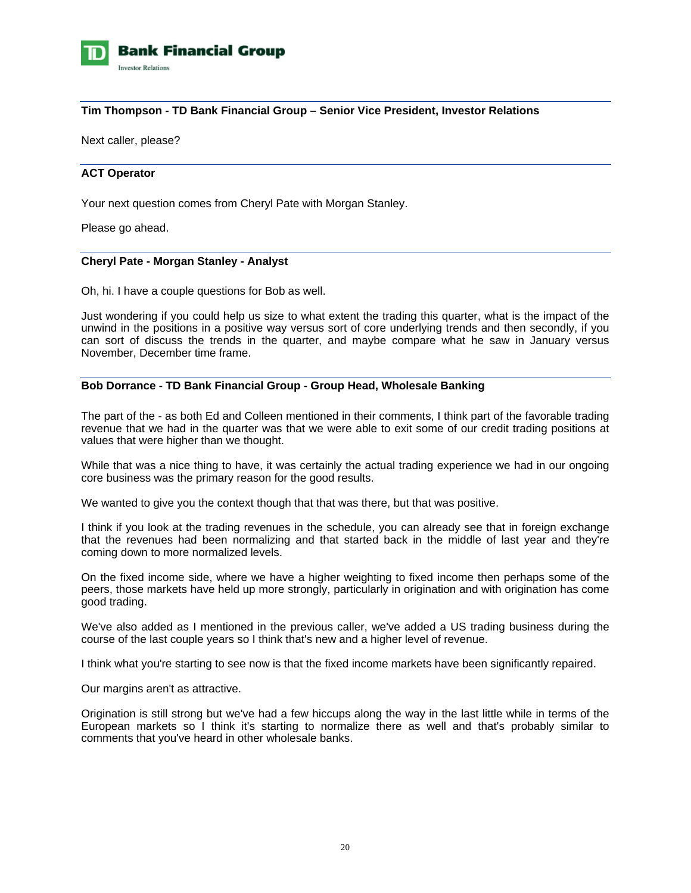**Tim Thompson - TD Bank Financial Group – Senior Vice President, Investor Relations**

Next caller, please?

**ACT Operator**

Your next question comes from Cheryl Pate with Morgan Stanley.

Please go ahead.

**Cheryl Pate - Morgan Stanley - Analyst**

Oh, hi. I have a couple questions for Bob as well.

Just wondering if you could help us size to what extent the trading this quarter, what is the impact of the unwind in the positions in a positive way versus sort of core underlying trends and then secondly, if you can sort of discuss the trends in the quarter, and maybe compare what he saw in January versus November, December time frame.

**Bob Dorrance - TD Bank Financial Group - Group Head, Wholesale Banking**

The part of the - as both Ed and Colleen mentioned in their comments, I think part of the favorable trading revenue that we had in the quarter was that we were able to exit some of our credit trading positions at values that were higher than we thought.

While that was a nice thing to have, it was certainly the actual trading experience we had in our ongoing core business was the primary reason for the good results.

We wanted to give you the context though that that was there, but that was positive.

I think if you look at the trading revenues in the schedule, you can already see that in foreign exchange that the revenues had been normalizing and that started back in the middle of last year and they're coming down to more normalized levels.

On the fixed income side, where we have a higher weighting to fixed income then perhaps some of the peers, those markets have held up more strongly, particularly in origination and with origination has come good trading.

We've also added as I mentioned in the previous caller, we've added a US trading business during the course of the last couple years so I think that's new and a higher level of revenue.

I think what you're starting to see now is that the fixed income markets have been significantly repaired.

Our margins aren't as attractive.

Origination is still strong but we've had a few hiccups along the way in the last little while in terms of the European markets so I think it's starting to normalize there as well and that's probably similar to comments that you've heard in other wholesale banks.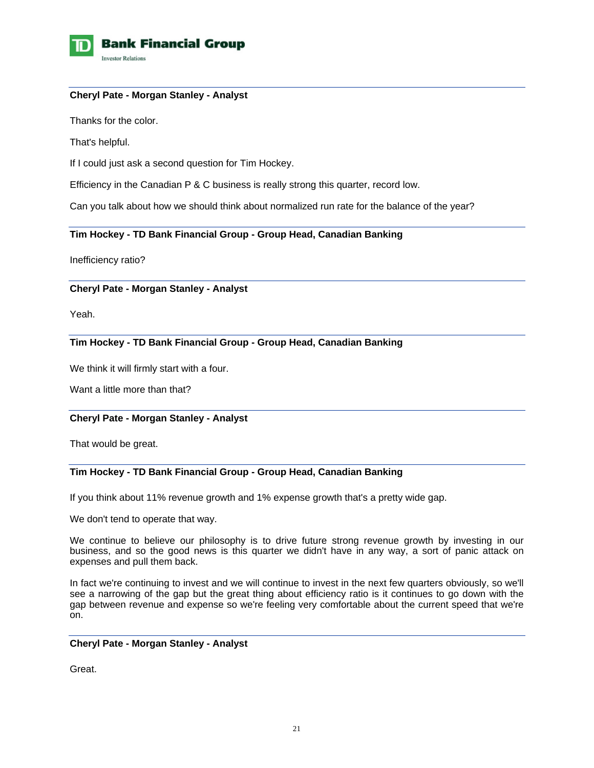**Cheryl Pate - Morgan Stanley - Analyst**

Thanks for the color.

That's helpful.

If I could just ask a second question for Tim Hockey.

Efficiency in the Canadian P & C business is really strong this quarter, record low.

Can you talk about how we should think about normalized run rate for the balance of the year?

**Tim Hockey - TD Bank Financial Group - Group Head, Canadian Banking**

Inefficiency ratio?

**Cheryl Pate - Morgan Stanley - Analyst**

Yeah.

**Tim Hockey - TD Bank Financial Group - Group Head, Canadian Banking**

We think it will firmly start with a four.

Want a little more than that?

**Cheryl Pate - Morgan Stanley - Analyst**

That would be great.

**Tim Hockey - TD Bank Financial Group - Group Head, Canadian Banking**

If you think about 11% revenue growth and 1% expense growth that's a pretty wide gap.

We don't tend to operate that way.

We continue to believe our philosophy is to drive future strong revenue growth by investing in our business, and so the good news is this quarter we didn't have in any way, a sort of panic attack on expenses and pull them back.

In fact we're continuing to invest and we will continue to invest in the next few quarters obviously, so we'll see a narrowing of the gap but the great thing about efficiency ratio is it continues to go down with the gap between revenue and expense so we're feeling very comfortable about the current speed that we're on.

**Cheryl Pate - Morgan Stanley - Analyst**

Great.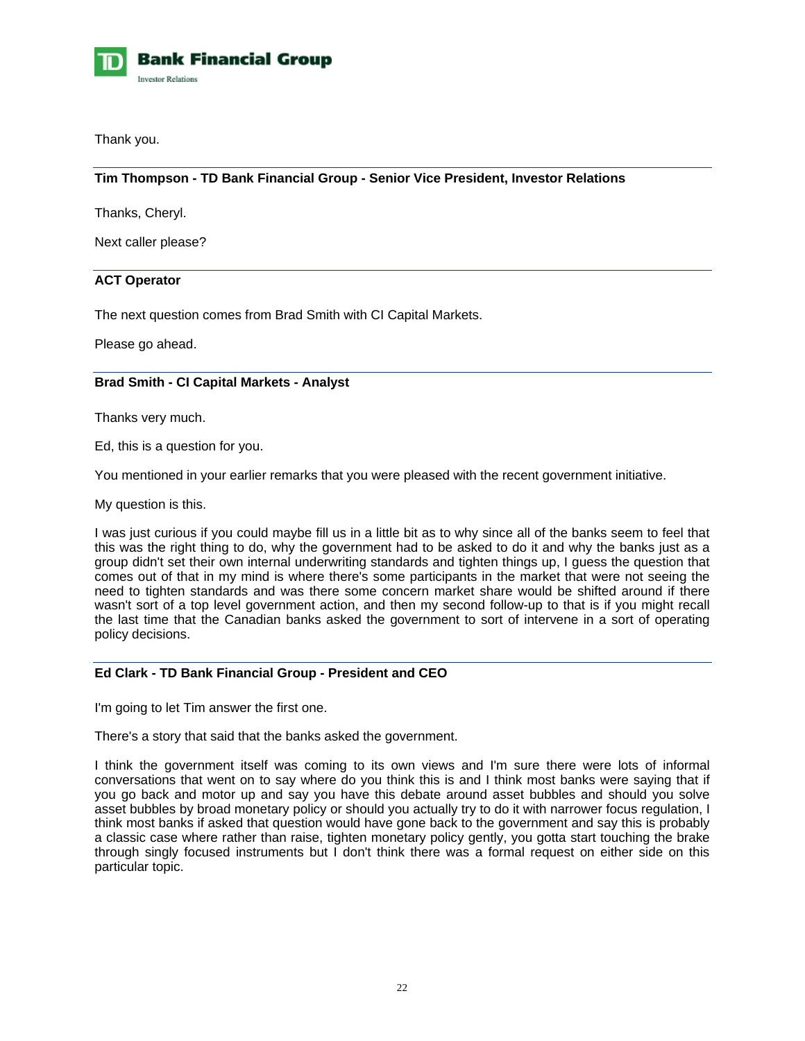Thank you.

**Tim Thompson - TD Bank Financial Group - Senior Vice President, Investor Relations**

Thanks, Cheryl.

Next caller please?

**ACT Operator**

The next question comes from Brad Smith with CI Capital Markets.

Please go ahead.

**Brad Smith - CI Capital Markets - Analyst**

Thanks very much.

Ed, this is a question for you.

You mentioned in your earlier remarks that you were pleased with the recent government initiative.

My question is this.

I was just curious if you could maybe fill us in a little bit as to why since all of the banks seem to feel that this was the right thing to do, why the government had to be asked to do it and why the banks just as a group didn't set their own internal underwriting standards and tighten things up, I guess the question that comes out of that in my mind is where there's some participants in the market that were not seeing the need to tighten standards and was there some concern market share would be shifted around if there wasn't sort of a top level government action, and then my second follow-up to that is if you might recall the last time that the Canadian banks asked the government to sort of intervene in a sort of operating policy decisions.

**Ed Clark - TD Bank Financial Group - President and CEO**

I'm going to let Tim answer the first one.

There's a story that said that the banks asked the government.

I think the government itself was coming to its own views and I'm sure there were lots of informal conversations that went on to say where do you think this is and I think most banks were saying that if you go back and motor up and say you have this debate around asset bubbles and should you solve asset bubbles by broad monetary policy or should you actually try to do it with narrower focus regulation, I think most banks if asked that question would have gone back to the government and say this is probably a classic case where rather than raise, tighten monetary policy gently, you gotta start touching the brake through singly focused instruments but I don't think there was a formal request on either side on this particular topic.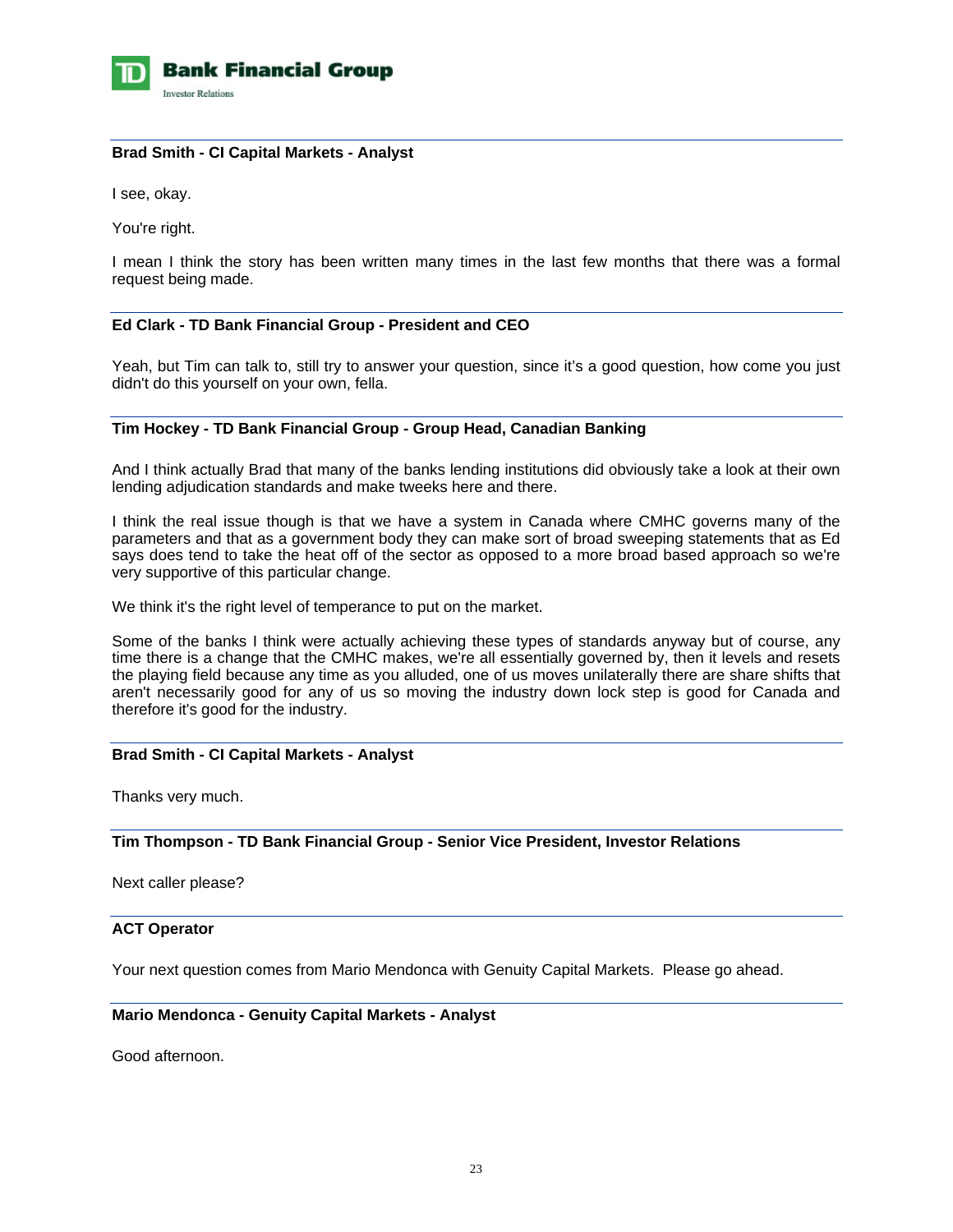**Brad Smith - CI Capital Markets - Analyst**

I see, okay.

You're right.

I mean I think the story has been written many times in the last few months that there was a formal request being made.

**Ed Clark - TD Bank Financial Group - President and CEO**

Yeah, but Tim can talk to, still try to answer your question, since it's a good question, how come you just didn't do this yourself on your own, fella.

**Tim Hockey - TD Bank Financial Group - Group Head, Canadian Banking**

And I think actually Brad that many of the banks lending institutions did obviously take a look at their own lending adjudication standards and make tweeks here and there.

I think the real issue though is that we have a system in Canada where CMHC governs many of the parameters and that as a government body they can make sort of broad sweeping statements that as Ed says does tend to take the heat off of the sector as opposed to a more broad based approach so we're very supportive of this particular change.

We think it's the right level of temperance to put on the market.

Some of the banks I think were actually achieving these types of standards anyway but of course, any time there is a change that the CMHC makes, we're all essentially governed by, then it levels and resets the playing field because any time as you alluded, one of us moves unilaterally there are share shifts that aren't necessarily good for any of us so moving the industry down lock step is good for Canada and therefore it's good for the industry.

**Brad Smith - CI Capital Markets - Analyst**

Thanks very much.

**Tim Thompson - TD Bank Financial Group - Senior Vice President, Investor Relations**

Next caller please?

**ACT Operator**

Your next question comes from Mario Mendonca with Genuity Capital Markets. Please go ahead.

**Mario Mendonca - Genuity Capital Markets - Analyst**

Good afternoon.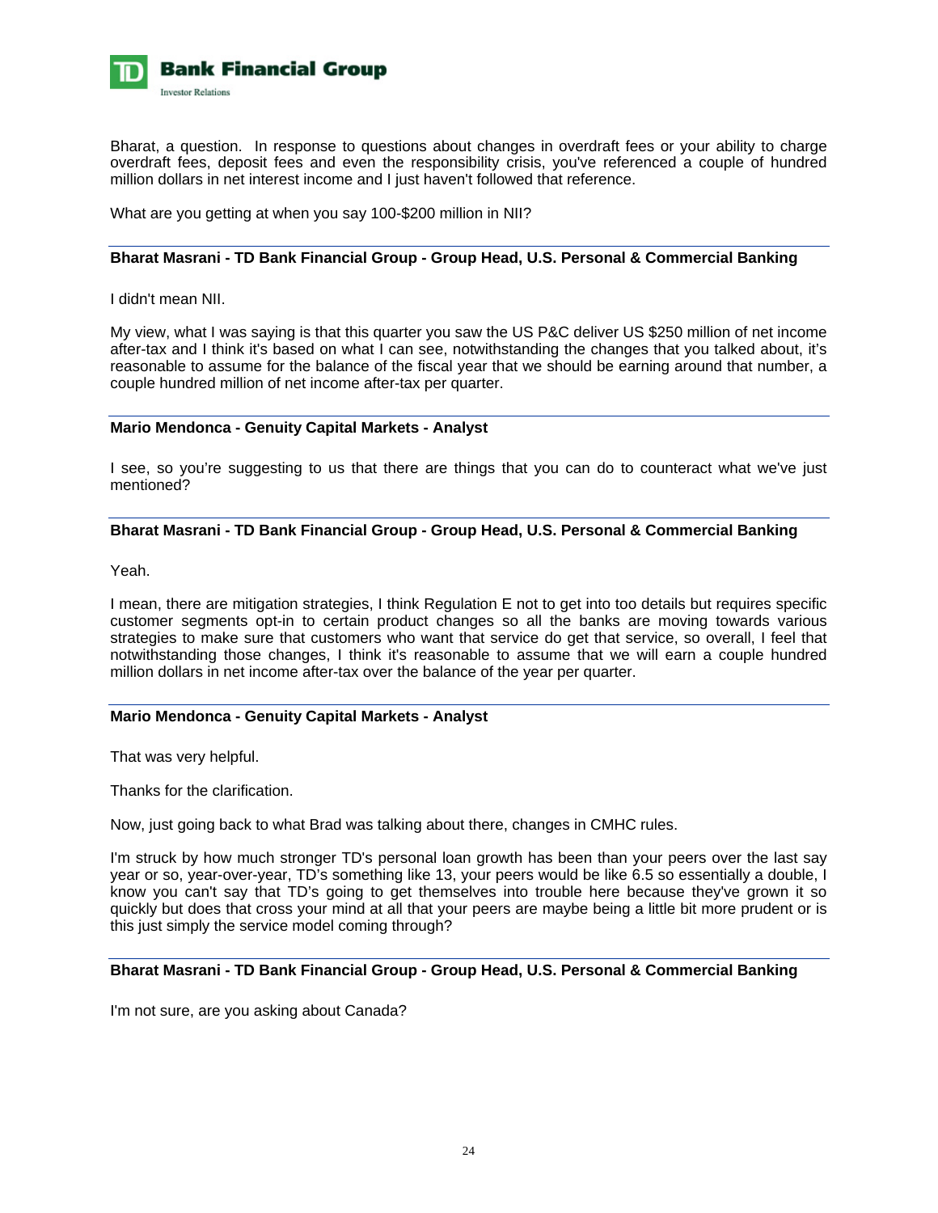Bharat, a question. In response to questions about changes in overdraft fees or your ability to charge overdraft fees, deposit fees and even the responsibility crisis, you've referenced a couple of hundred million dollars in net interest income and I just haven't followed that reference.

What are you getting at when you say 100-$200 million in NII?

**Bharat Masrani - TD Bank Financial Group - Group Head, U.S. Personal & Commercial Banking**

I didn't mean NII.

My view, what I was saying is that this quarter you saw the US P&C deliver US $250 million of net income after-tax and I think it's based on what I can see, notwithstanding the changes that you talked about, it's reasonable to assume for the balance of the fiscal year that we should be earning around that number, a couple hundred million of net income after-tax per quarter.

**Mario Mendonca - Genuity Capital Markets - Analyst**

I see, so you're suggesting to us that there are things that you can do to counteract what we've just mentioned?

**Bharat Masrani - TD Bank Financial Group - Group Head, U.S. Personal & Commercial Banking**

Yeah.

I mean, there are mitigation strategies, I think Regulation E not to get into too details but requires specific customer segments opt-in to certain product changes so all the banks are moving towards various strategies to make sure that customers who want that service do get that service, so overall, I feel that notwithstanding those changes, I think it's reasonable to assume that we will earn a couple hundred million dollars in net income after-tax over the balance of the year per quarter.

**Mario Mendonca - Genuity Capital Markets - Analyst**

That was very helpful.

Thanks for the clarification.

Now, just going back to what Brad was talking about there, changes in CMHC rules.

I'm struck by how much stronger TD's personal loan growth has been than your peers over the last say year or so, year-over-year, TD's something like 13, your peers would be like 6.5 so essentially a double, I know you can't say that TD's going to get themselves into trouble here because they've grown it so quickly but does that cross your mind at all that your peers are maybe being a little bit more prudent or is this just simply the service model coming through?

**Bharat Masrani - TD Bank Financial Group - Group Head, U.S. Personal & Commercial Banking**

I'm not sure, are you asking about Canada?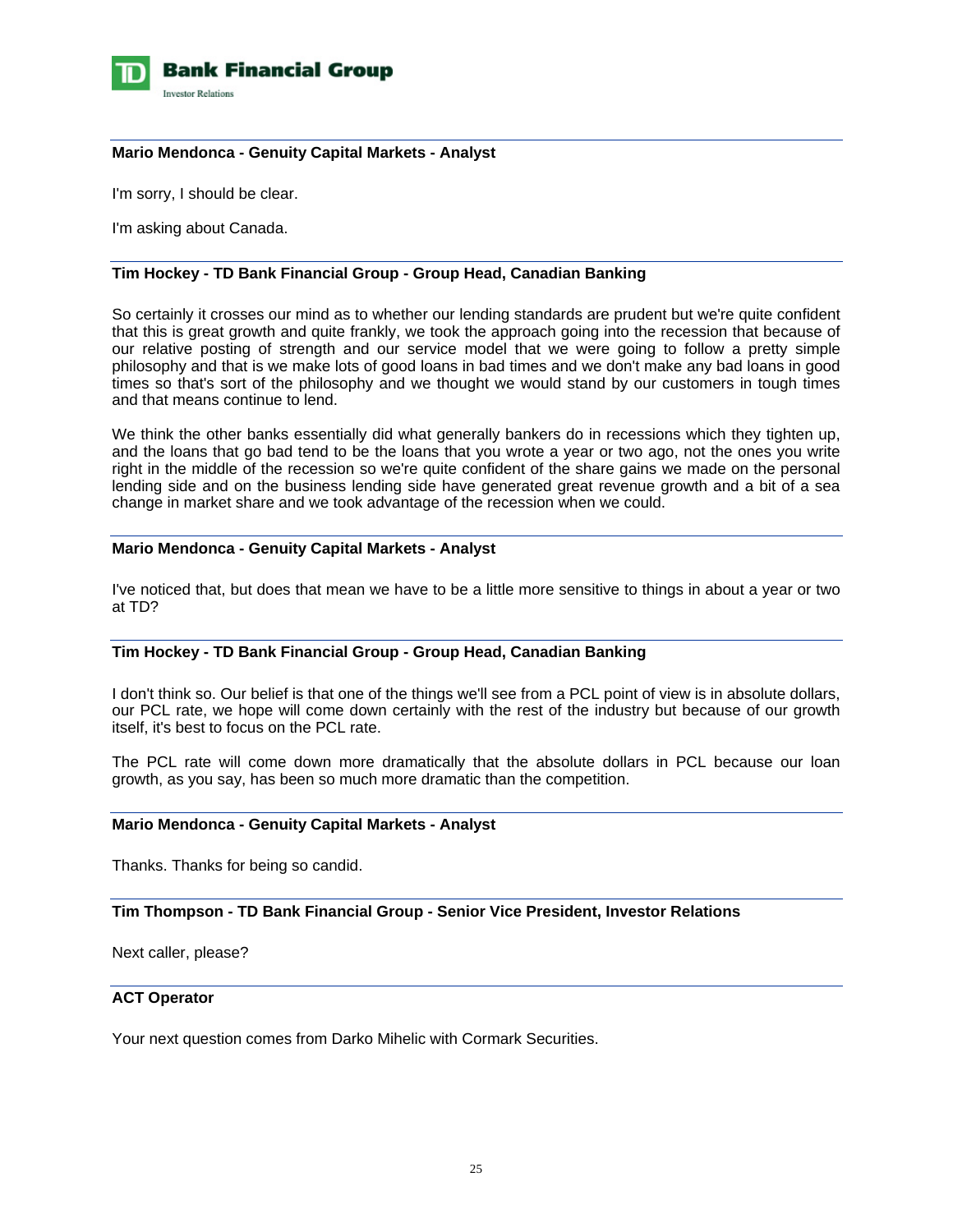**Mario Mendonca - Genuity Capital Markets - Analyst**

I'm sorry, I should be clear.

I'm asking about Canada.

**Tim Hockey - TD Bank Financial Group - Group Head, Canadian Banking**

So certainly it crosses our mind as to whether our lending standards are prudent but we're quite confident that this is great growth and quite frankly, we took the approach going into the recession that because of our relative posting of strength and our service model that we were going to follow a pretty simple philosophy and that is we make lots of good loans in bad times and we don't make any bad loans in good times so that's sort of the philosophy and we thought we would stand by our customers in tough times and that means continue to lend.

We think the other banks essentially did what generally bankers do in recessions which they tighten up, and the loans that go bad tend to be the loans that you wrote a year or two ago, not the ones you write right in the middle of the recession so we're quite confident of the share gains we made on the personal lending side and on the business lending side have generated great revenue growth and a bit of a sea change in market share and we took advantage of the recession when we could.

**Mario Mendonca - Genuity Capital Markets - Analyst**

I've noticed that, but does that mean we have to be a little more sensitive to things in about a year or two at TD?

**Tim Hockey - TD Bank Financial Group - Group Head, Canadian Banking**

I don't think so. Our belief is that one of the things we'll see from a PCL point of view is in absolute dollars, our PCL rate, we hope will come down certainly with the rest of the industry but because of our growth itself, it's best to focus on the PCL rate.

The PCL rate will come down more dramatically that the absolute dollars in PCL because our loan growth, as you say, has been so much more dramatic than the competition.

**Mario Mendonca - Genuity Capital Markets - Analyst**

Thanks. Thanks for being so candid.

**Tim Thompson - TD Bank Financial Group - Senior Vice President, Investor Relations**

Next caller, please?

**ACT Operator**

Your next question comes from Darko Mihelic with Cormark Securities.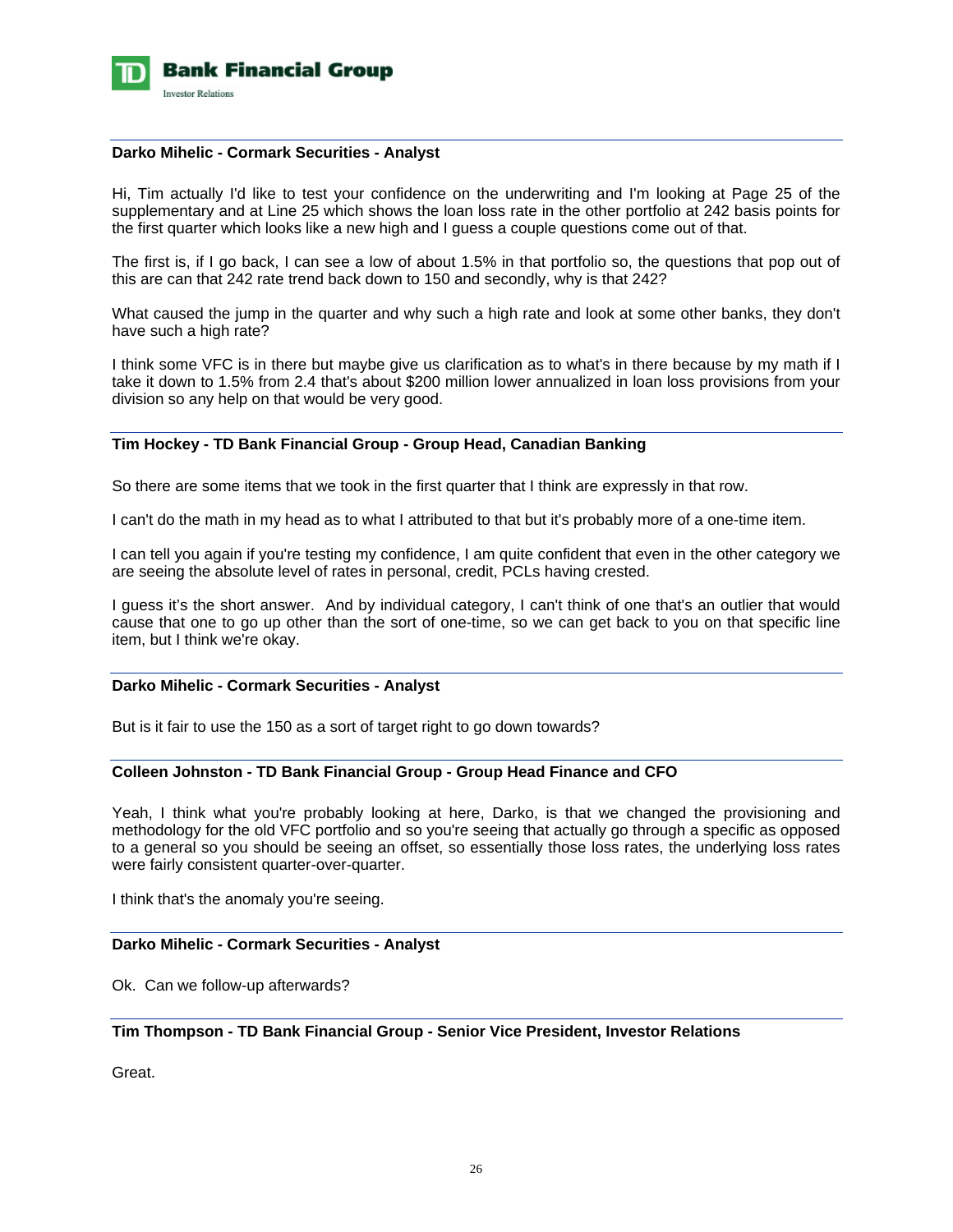**Darko Mihelic - Cormark Securities - Analyst**

Hi, Tim actually I'd like to test your confidence on the underwriting and I'm looking at Page 25 of the supplementary and at Line 25 which shows the loan loss rate in the other portfolio at 242 basis points for the first quarter which looks like a new high and I guess a couple questions come out of that.

The first is, if I go back, I can see a low of about 1.5% in that portfolio so, the questions that pop out of this are can that 242 rate trend back down to 150 and secondly, why is that 242?

What caused the jump in the quarter and why such a high rate and look at some other banks, they don't have such a high rate?

I think some VFC is in there but maybe give us clarification as to what's in there because by my math if I take it down to 1.5% from 2.4 that's about $200 million lower annualized in loan loss provisions from your division so any help on that would be very good.

**Tim Hockey - TD Bank Financial Group - Group Head, Canadian Banking**

So there are some items that we took in the first quarter that I think are expressly in that row.

I can't do the math in my head as to what I attributed to that but it's probably more of a one-time item.

I can tell you again if you're testing my confidence, I am quite confident that even in the other category we are seeing the absolute level of rates in personal, credit, PCLs having crested.

I guess it's the short answer. And by individual category, I can't think of one that's an outlier that would cause that one to go up other than the sort of one-time, so we can get back to you on that specific line item, but I think we're okay.

**Darko Mihelic - Cormark Securities - Analyst**

But is it fair to use the 150 as a sort of target right to go down towards?

**Colleen Johnston - TD Bank Financial Group - Group Head Finance and CFO**

Yeah, I think what you're probably looking at here, Darko, is that we changed the provisioning and methodology for the old VFC portfolio and so you're seeing that actually go through a specific as opposed to a general so you should be seeing an offset, so essentially those loss rates, the underlying loss rates were fairly consistent quarter-over-quarter.

I think that's the anomaly you're seeing.

**Darko Mihelic - Cormark Securities - Analyst**

Ok. Can we follow-up afterwards?

**Tim Thompson - TD Bank Financial Group - Senior Vice President, Investor Relations**

Great.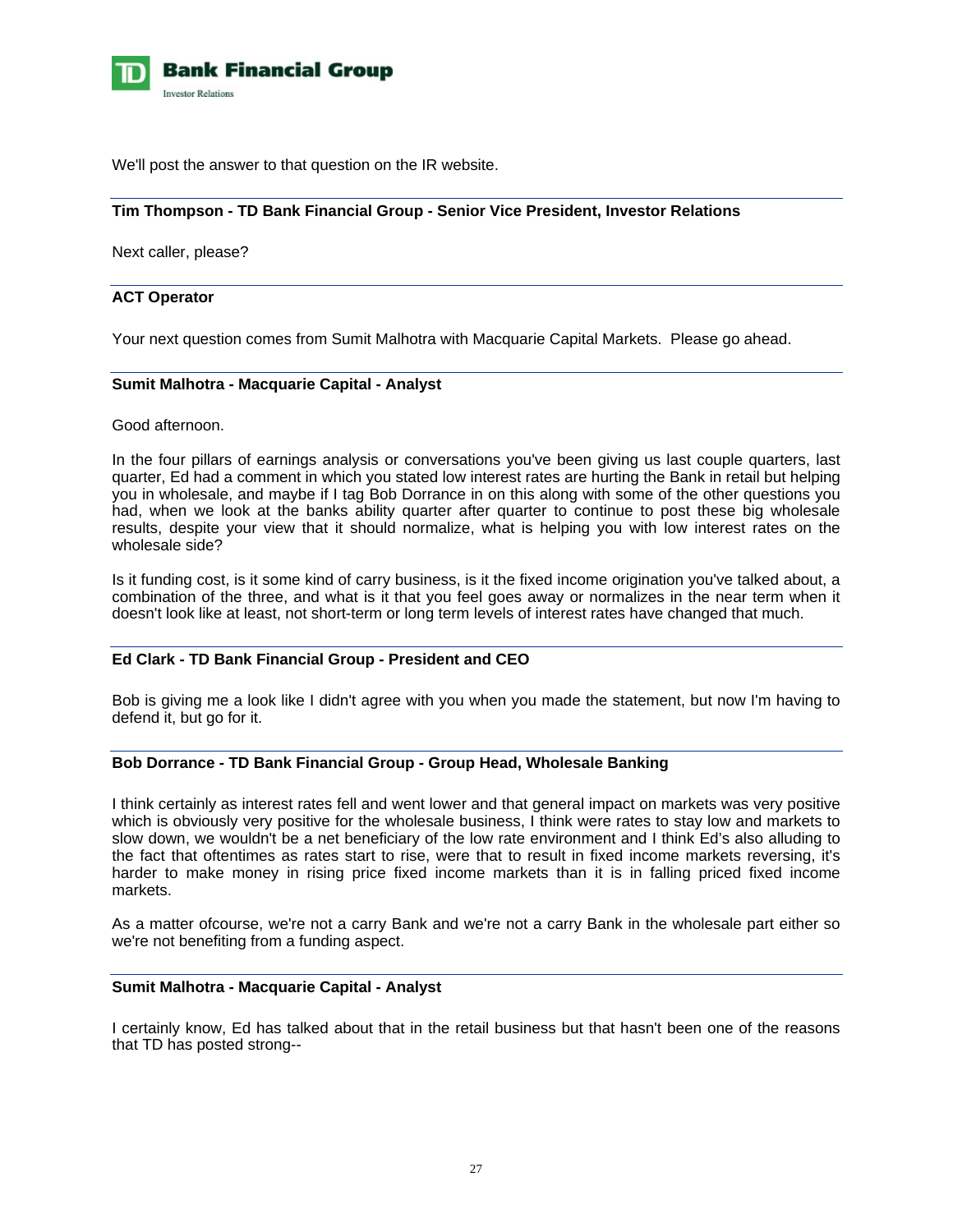We'll post the answer to that question on the IR website.

---

**Tim Thompson - TD Bank Financial Group - Senior Vice President, Investor Relations**

Next caller, please?

---

**ACT Operator**

Your next question comes from Sumit Malhotra with Macquarie Capital Markets. Please go ahead.

---

**Sumit Malhotra - Macquarie Capital - Analyst**

Good afternoon.

In the four pillars of earnings analysis or conversations you've been giving us last couple quarters, last quarter, Ed had a comment in which you stated low interest rates are hurting the Bank in retail but helping you in wholesale, and maybe if I tag Bob Dorrance in on this along with some of the other questions you had, when we look at the banks ability quarter after quarter to continue to post these big wholesale results, despite your view that it should normalize, what is helping you with low interest rates on the wholesale side?

Is it funding cost, is it some kind of carry business, is it the fixed income origination you've talked about, a combination of the three, and what is it that you feel goes away or normalizes in the near term when it doesn't look like at least, not short-term or long term levels of interest rates have changed that much.

---

**Ed Clark - TD Bank Financial Group - President and CEO**

Bob is giving me a look like I didn't agree with you when you made the statement, but now I'm having to defend it, but go for it.

---

**Bob Dorrance - TD Bank Financial Group - Group Head, Wholesale Banking**

I think certainly as interest rates fell and went lower and that general impact on markets was very positive which is obviously very positive for the wholesale business, I think were rates to stay low and markets to slow down, we wouldn't be a net beneficiary of the low rate environment and I think Ed's also alluding to the fact that oftentimes as rates start to rise, were that to result in fixed income markets reversing, it's harder to make money in rising price fixed income markets than it is in falling priced fixed income markets.

As a matter ofcourse, we're not a carry Bank and we're not a carry Bank in the wholesale part either so we're not benefiting from a funding aspect.

---

**Sumit Malhotra - Macquarie Capital - Analyst**

I certainly know, Ed has talked about that in the retail business but that hasn't been one of the reasons that TD has posted strong--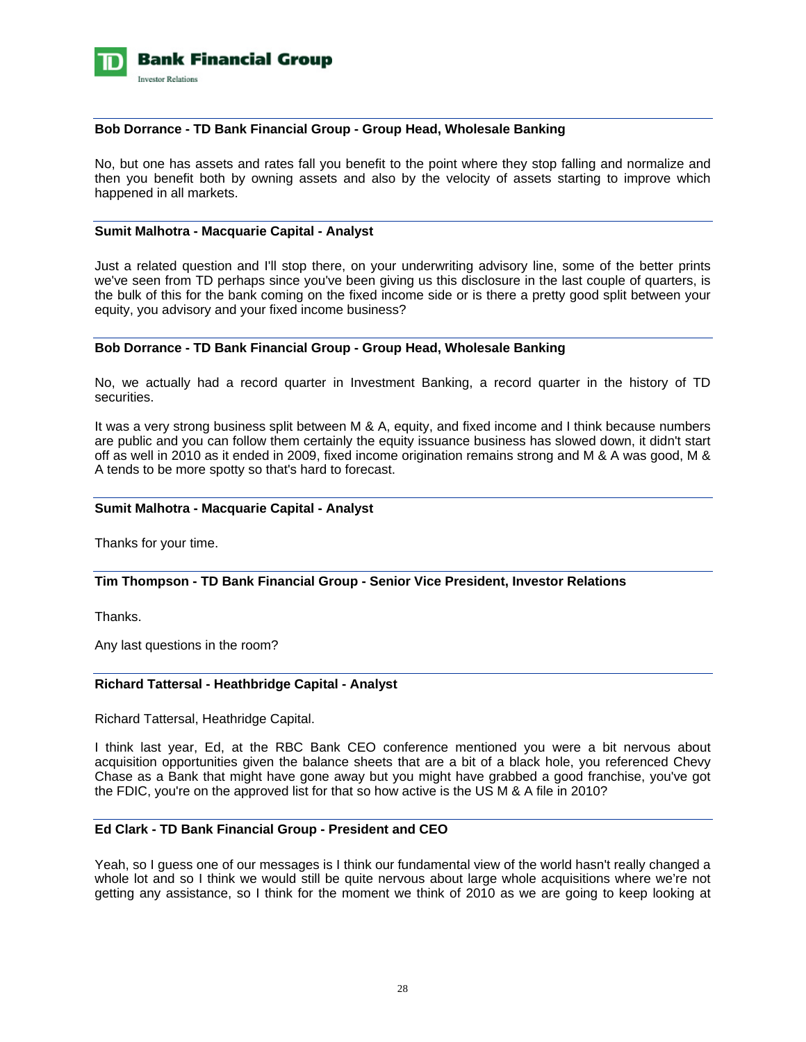**Bob Dorrance - TD Bank Financial Group - Group Head, Wholesale Banking**

No, but one has assets and rates fall you benefit to the point where they stop falling and normalize and then you benefit both by owning assets and also by the velocity of assets starting to improve which happened in all markets.

**Sumit Malhotra - Macquarie Capital - Analyst**

Just a related question and I'll stop there, on your underwriting advisory line, some of the better prints we've seen from TD perhaps since you've been giving us this disclosure in the last couple of quarters, is the bulk of this for the bank coming on the fixed income side or is there a pretty good split between your equity, you advisory and your fixed income business?

**Bob Dorrance - TD Bank Financial Group - Group Head, Wholesale Banking**

No, we actually had a record quarter in Investment Banking, a record quarter in the history of TD securities.

It was a very strong business split between M & A, equity, and fixed income and I think because numbers are public and you can follow them certainly the equity issuance business has slowed down, it didn't start off as well in 2010 as it ended in 2009, fixed income origination remains strong and M & A was good, M & A tends to be more spotty so that's hard to forecast.

**Sumit Malhotra - Macquarie Capital - Analyst**

Thanks for your time.

**Tim Thompson - TD Bank Financial Group - Senior Vice President, Investor Relations**

Thanks.

Any last questions in the room?

**Richard Tattersal - Heathbridge Capital - Analyst**

Richard Tattersal, Heathridge Capital.

I think last year, Ed, at the RBC Bank CEO conference mentioned you were a bit nervous about acquisition opportunities given the balance sheets that are a bit of a black hole, you referenced Chevy Chase as a Bank that might have gone away but you might have grabbed a good franchise, you've got the FDIC, you're on the approved list for that so how active is the US M & A file in 2010?

**Ed Clark - TD Bank Financial Group - President and CEO**

Yeah, so I guess one of our messages is I think our fundamental view of the world hasn't really changed a whole lot and so I think we would still be quite nervous about large whole acquisitions where we're not getting any assistance, so I think for the moment we think of 2010 as we are going to keep looking at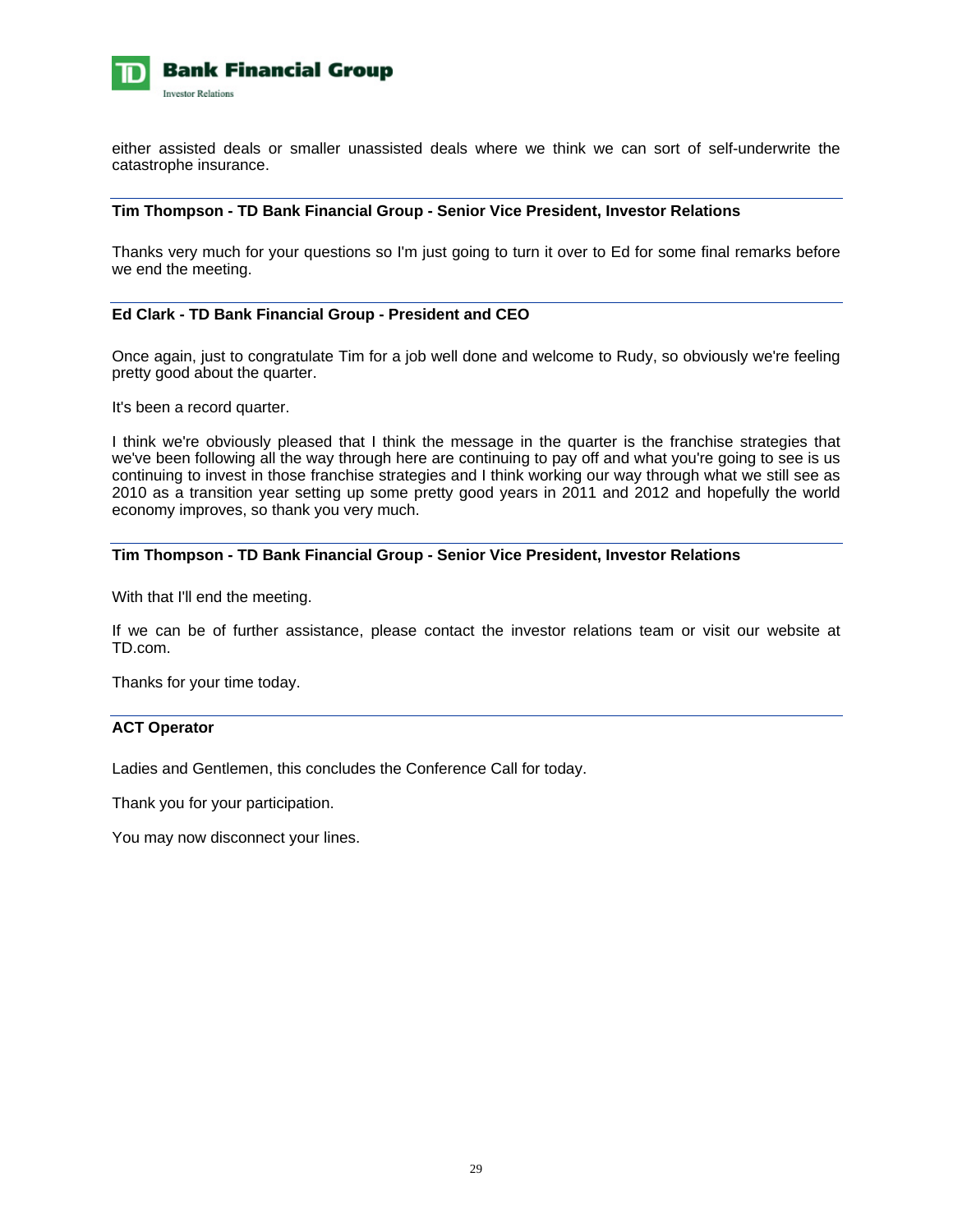either assisted deals or smaller unassisted deals where we think we can sort of self-underwrite the catastrophe insurance.

---

**Tim Thompson - TD Bank Financial Group - Senior Vice President, Investor Relations**

Thanks very much for your questions so I'm just going to turn it over to Ed for some final remarks before we end the meeting.

---

**Ed Clark - TD Bank Financial Group - President and CEO**

Once again, just to congratulate Tim for a job well done and welcome to Rudy, so obviously we're feeling pretty good about the quarter.

It's been a record quarter.

I think we're obviously pleased that I think the message in the quarter is the franchise strategies that we've been following all the way through here are continuing to pay off and what you're going to see is us continuing to invest in those franchise strategies and I think working our way through what we still see as 2010 as a transition year setting up some pretty good years in 2011 and 2012 and hopefully the world economy improves, so thank you very much.

---

**Tim Thompson - TD Bank Financial Group - Senior Vice President, Investor Relations**

With that I'll end the meeting.

If we can be of further assistance, please contact the investor relations team or visit our website at TD.com.

Thanks for your time today.

---

**ACT Operator**

Ladies and Gentlemen, this concludes the Conference Call for today.

Thank you for your participation.

You may now disconnect your lines.